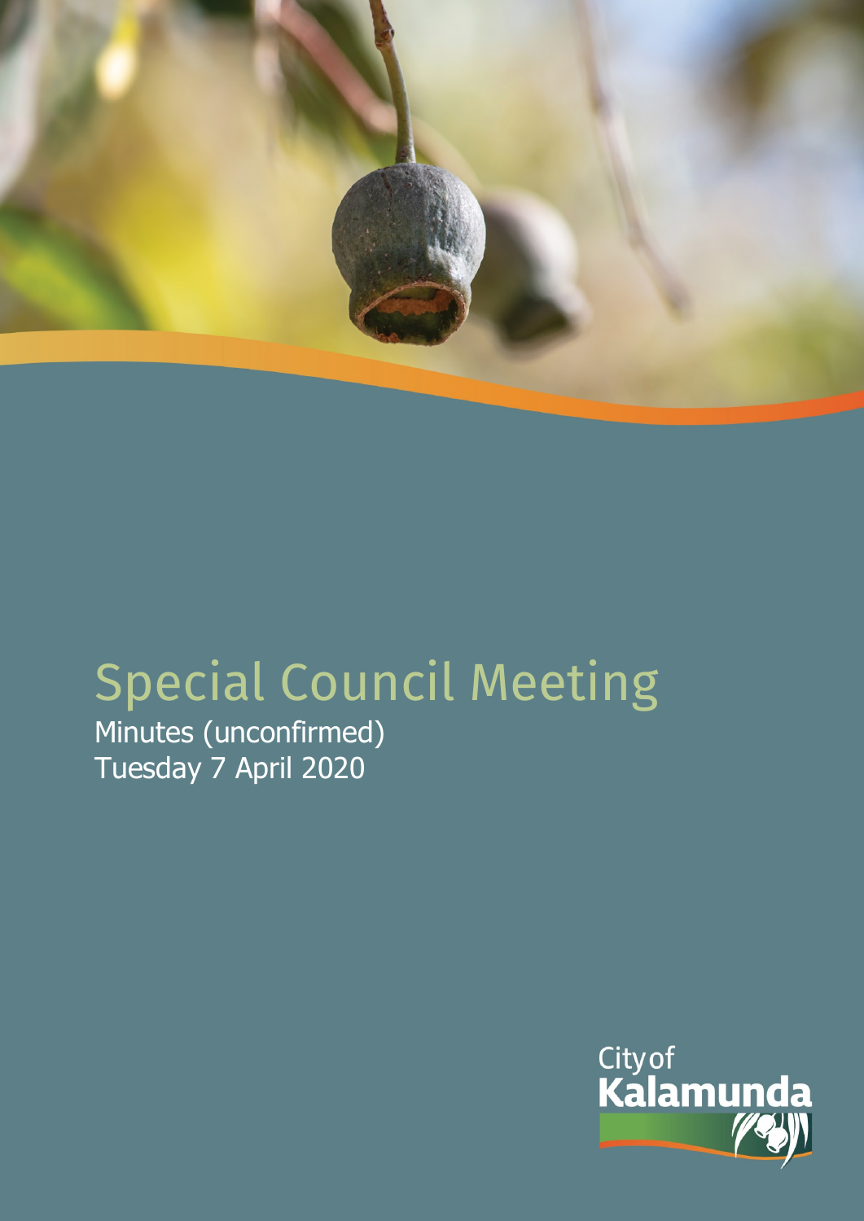# Special Council Meeting

Minutes (unconfirmed)

Tuesday 7 April 2020

City of Kalamunda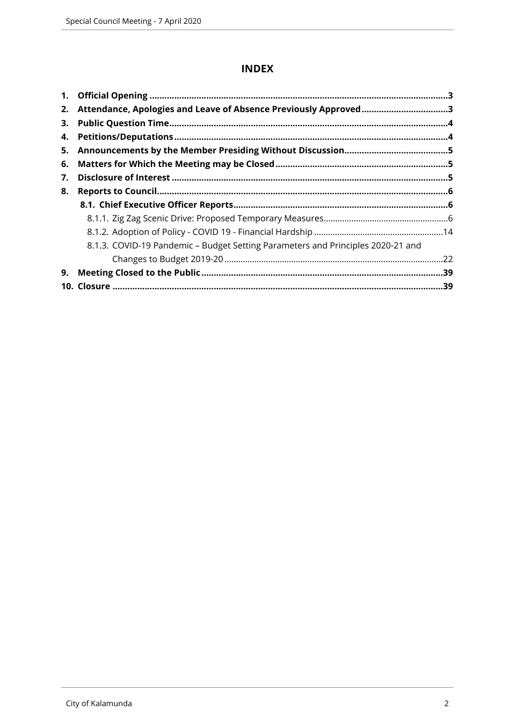# INDEX

1. **Official Opening** ....................................................................................................................3
2. **Attendance, Apologies and Leave of Absence Previously Approved** ..................................3
3. **Public Question Time**.............................................................................................................4
4. **Petitions/Deputations**............................................................................................................4
5. **Announcements by the Member Presiding Without Discussion**..........................................5
6. **Matters for Which the Meeting may be Closed**.....................................................................5
7. **Disclosure of Interest**.............................................................................................................5
8. **Reports to Council**..................................................................................................................6
   - **8.1. Chief Executive Officer Reports**.......................................................................................6
     - 8.1.1. Zig Zag Scenic Drive: Proposed Temporary Measures....................................................6
     - 8.1.2. Adoption of Policy - COVID 19 - Financial Hardship .....................................................14
     - 8.1.3. COVID-19 Pandemic – Budget Setting Parameters and Principles 2020-21 and Changes to Budget 2019-20 ..........................................................................................22
9. **Meeting Closed to the Public**................................................................................................39
10. **Closure** ..................................................................................................................................39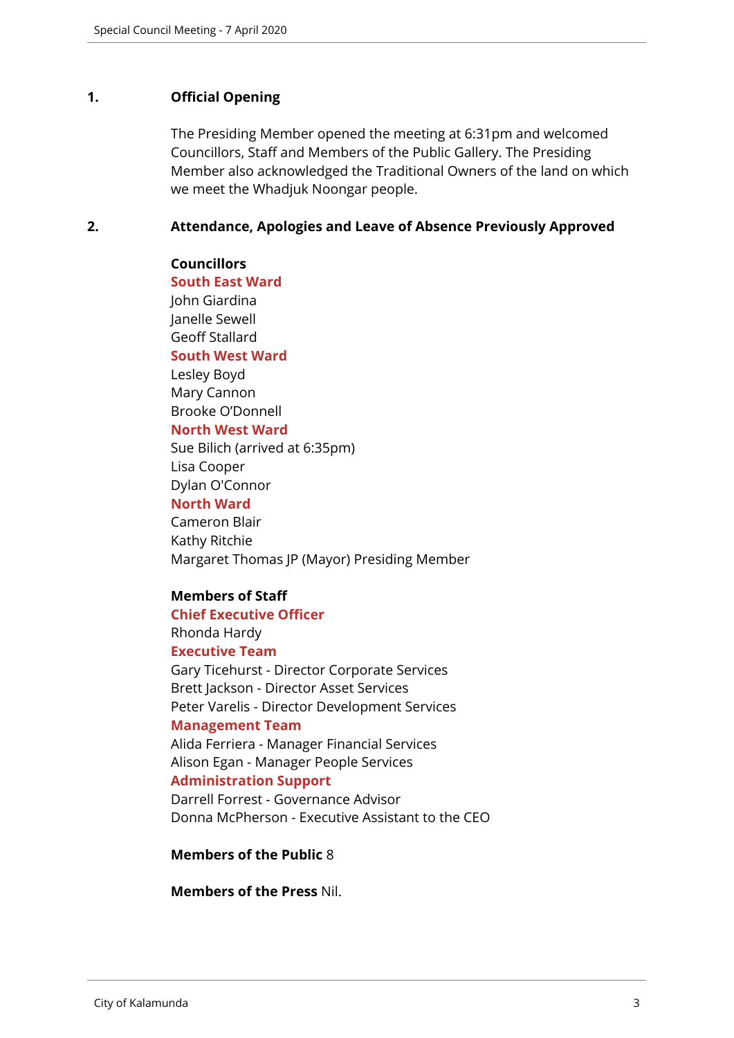## 1. Official Opening

The Presiding Member opened the meeting at 6:31pm and welcomed Councillors, Staff and Members of the Public Gallery. The Presiding Member also acknowledged the Traditional Owners of the land on which we meet the Whadjuk Noongar people.

## 2. Attendance, Apologies and Leave of Absence Previously Approved

**Councillors**

**South East Ward**
John Giardina
Janelle Sewell
Geoff Stallard

**South West Ward**
Lesley Boyd
Mary Cannon
Brooke O'Donnell

**North West Ward**
Sue Bilich (arrived at 6:35pm)
Lisa Cooper
Dylan O'Connor

**North Ward**
Cameron Blair
Kathy Ritchie
Margaret Thomas JP (Mayor) Presiding Member

**Members of Staff**

**Chief Executive Officer**
Rhonda Hardy

**Executive Team**
Gary Ticehurst - Director Corporate Services
Brett Jackson - Director Asset Services
Peter Varelis - Director Development Services

**Management Team**
Alida Ferriera - Manager Financial Services
Alison Egan - Manager People Services

**Administration Support**
Darrell Forrest - Governance Advisor
Donna McPherson - Executive Assistant to the CEO

**Members of the Public** 8

**Members of the Press** Nil.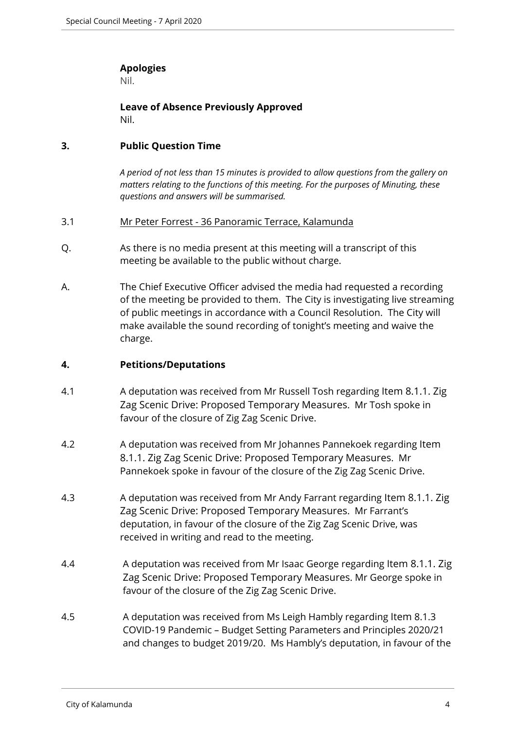**Apologies**
Nil.

**Leave of Absence Previously Approved**
Nil.

## 3. Public Question Time

*A period of not less than 15 minutes is provided to allow questions from the gallery on matters relating to the functions of this meeting. For the purposes of Minuting, these questions and answers will be summarised.*

3.1 Mr Peter Forrest - 36 Panoramic Terrace, Kalamunda

Q. As there is no media present at this meeting will a transcript of this meeting be available to the public without charge.

A. The Chief Executive Officer advised the media had requested a recording of the meeting be provided to them. The City is investigating live streaming of public meetings in accordance with a Council Resolution. The City will make available the sound recording of tonight's meeting and waive the charge.

## 4. Petitions/Deputations

4.1 A deputation was received from Mr Russell Tosh regarding Item 8.1.1. Zig Zag Scenic Drive: Proposed Temporary Measures. Mr Tosh spoke in favour of the closure of Zig Zag Scenic Drive.

4.2 A deputation was received from Mr Johannes Pannekoek regarding Item 8.1.1. Zig Zag Scenic Drive: Proposed Temporary Measures. Mr Pannekoek spoke in favour of the closure of the Zig Zag Scenic Drive.

4.3 A deputation was received from Mr Andy Farrant regarding Item 8.1.1. Zig Zag Scenic Drive: Proposed Temporary Measures. Mr Farrant's deputation, in favour of the closure of the Zig Zag Scenic Drive, was received in writing and read to the meeting.

4.4 A deputation was received from Mr Isaac George regarding Item 8.1.1. Zig Zag Scenic Drive: Proposed Temporary Measures. Mr George spoke in favour of the closure of the Zig Zag Scenic Drive.

4.5 A deputation was received from Ms Leigh Hambly regarding Item 8.1.3 COVID-19 Pandemic – Budget Setting Parameters and Principles 2020/21 and changes to budget 2019/20. Ms Hambly's deputation, in favour of the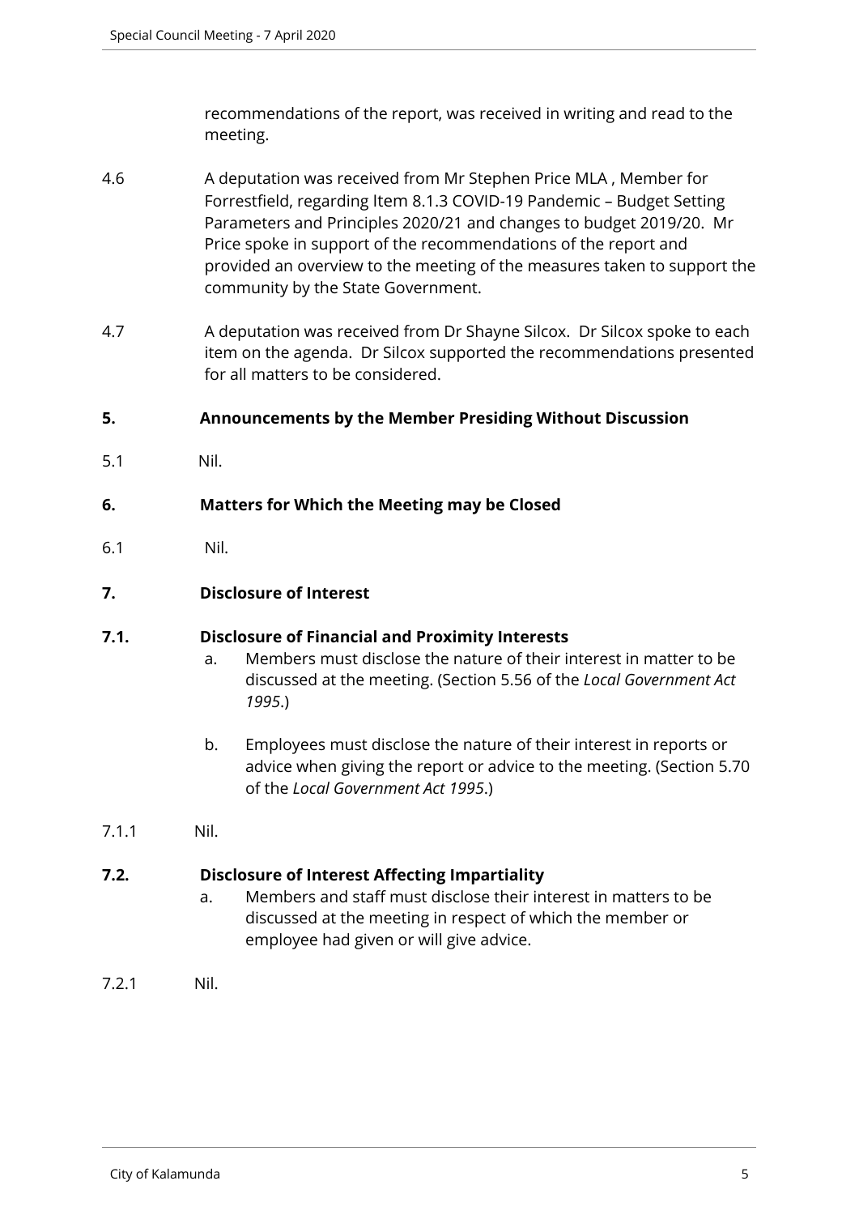recommendations of the report, was received in writing and read to the meeting.

4.6 A deputation was received from Mr Stephen Price MLA , Member for Forrestfield, regarding Item 8.1.3 COVID-19 Pandemic – Budget Setting Parameters and Principles 2020/21 and changes to budget 2019/20. Mr Price spoke in support of the recommendations of the report and provided an overview to the meeting of the measures taken to support the community by the State Government.

4.7 A deputation was received from Dr Shayne Silcox. Dr Silcox spoke to each item on the agenda. Dr Silcox supported the recommendations presented for all matters to be considered.

## 5. Announcements by the Member Presiding Without Discussion

5.1 Nil.

## 6. Matters for Which the Meeting may be Closed

6.1 Nil.

## 7. Disclosure of Interest

### 7.1. Disclosure of Financial and Proximity Interests

a. Members must disclose the nature of their interest in matter to be discussed at the meeting. (Section 5.56 of the *Local Government Act 1995*.)

b. Employees must disclose the nature of their interest in reports or advice when giving the report or advice to the meeting. (Section 5.70 of the *Local Government Act 1995*.)

7.1.1 Nil.

### 7.2. Disclosure of Interest Affecting Impartiality

a. Members and staff must disclose their interest in matters to be discussed at the meeting in respect of which the member or employee had given or will give advice.

7.2.1 Nil.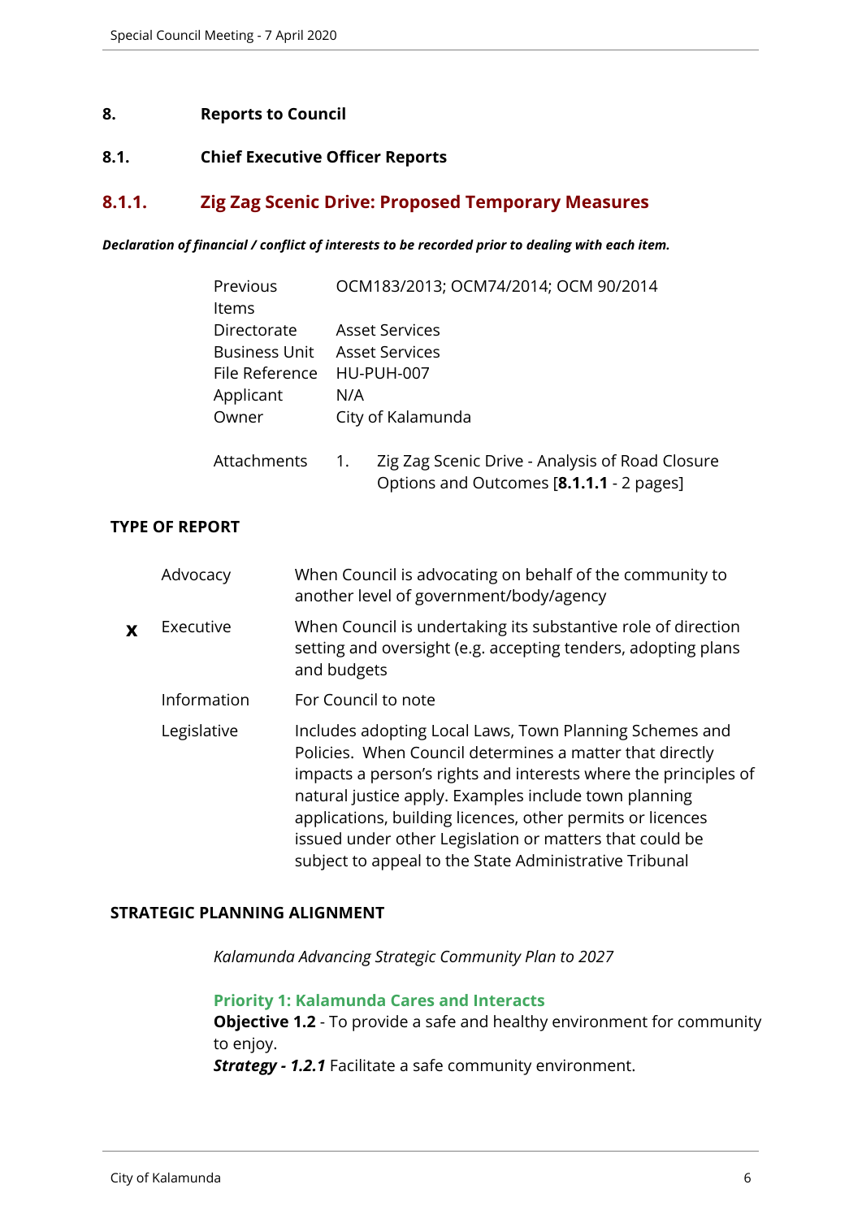# 8. Reports to Council

## 8.1. Chief Executive Officer Reports

### 8.1.1. Zig Zag Scenic Drive: Proposed Temporary Measures

***Declaration of financial / conflict of interests to be recorded prior to dealing with each item.***

| | |
|---|---|
| Previous Items | OCM183/2013; OCM74/2014; OCM 90/2014 |
| Directorate | Asset Services |
| Business Unit | Asset Services |
| File Reference | HU-PUH-007 |
| Applicant | N/A |
| Owner | City of Kalamunda |
| Attachments | 1. Zig Zag Scenic Drive - Analysis of Road Closure Options and Outcomes [**8.1.1.1** - 2 pages] |

**TYPE OF REPORT**

| | | |
|---|---|---|
| | Advocacy | When Council is advocating on behalf of the community to another level of government/body/agency |
| **x** | Executive | When Council is undertaking its substantive role of direction setting and oversight (e.g. accepting tenders, adopting plans and budgets |
| | Information | For Council to note |
| | Legislative | Includes adopting Local Laws, Town Planning Schemes and Policies. When Council determines a matter that directly impacts a person's rights and interests where the principles of natural justice apply. Examples include town planning applications, building licences, other permits or licences issued under other Legislation or matters that could be subject to appeal to the State Administrative Tribunal |

**STRATEGIC PLANNING ALIGNMENT**

*Kalamunda Advancing Strategic Community Plan to 2027*

**Priority 1: Kalamunda Cares and Interacts**
**Objective 1.2** - To provide a safe and healthy environment for community to enjoy.
***Strategy - 1.2.1*** Facilitate a safe community environment.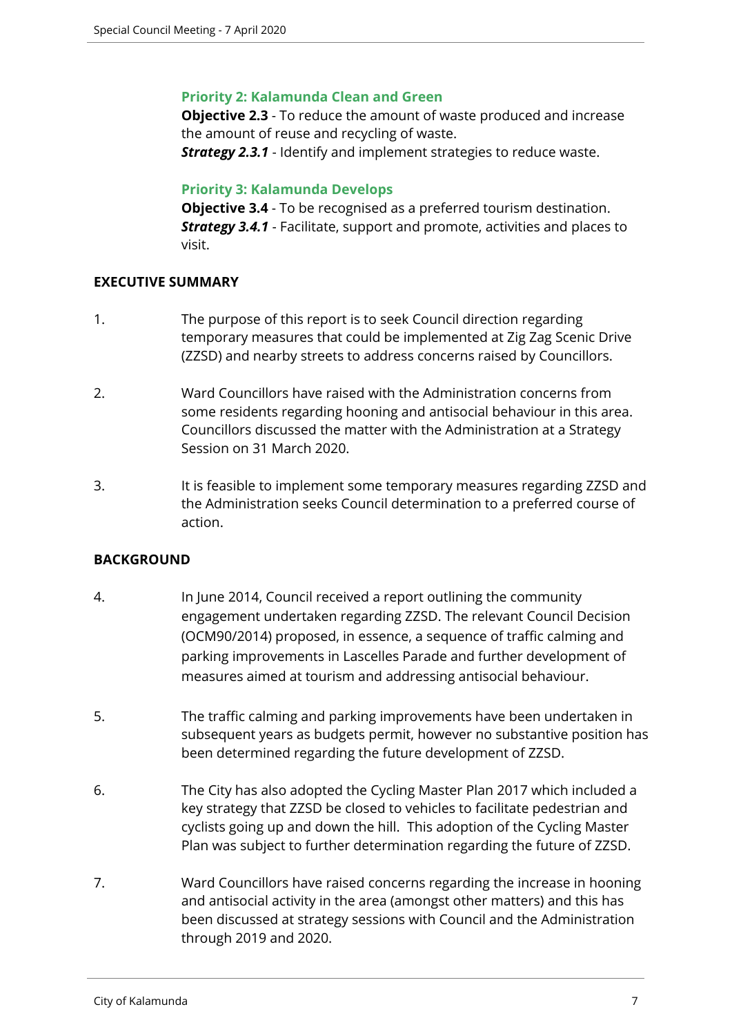**Priority 2: Kalamunda Clean and Green**

**Objective 2.3** - To reduce the amount of waste produced and increase the amount of reuse and recycling of waste.

***Strategy 2.3.1*** - Identify and implement strategies to reduce waste.

**Priority 3: Kalamunda Develops**

**Objective 3.4** - To be recognised as a preferred tourism destination.

***Strategy 3.4.1*** - Facilitate, support and promote, activities and places to visit.

**EXECUTIVE SUMMARY**

1. The purpose of this report is to seek Council direction regarding temporary measures that could be implemented at Zig Zag Scenic Drive (ZZSD) and nearby streets to address concerns raised by Councillors.

2. Ward Councillors have raised with the Administration concerns from some residents regarding hooning and antisocial behaviour in this area. Councillors discussed the matter with the Administration at a Strategy Session on 31 March 2020.

3. It is feasible to implement some temporary measures regarding ZZSD and the Administration seeks Council determination to a preferred course of action.

**BACKGROUND**

4. In June 2014, Council received a report outlining the community engagement undertaken regarding ZZSD. The relevant Council Decision (OCM90/2014) proposed, in essence, a sequence of traffic calming and parking improvements in Lascelles Parade and further development of measures aimed at tourism and addressing antisocial behaviour.

5. The traffic calming and parking improvements have been undertaken in subsequent years as budgets permit, however no substantive position has been determined regarding the future development of ZZSD.

6. The City has also adopted the Cycling Master Plan 2017 which included a key strategy that ZZSD be closed to vehicles to facilitate pedestrian and cyclists going up and down the hill. This adoption of the Cycling Master Plan was subject to further determination regarding the future of ZZSD.

7. Ward Councillors have raised concerns regarding the increase in hooning and antisocial activity in the area (amongst other matters) and this has been discussed at strategy sessions with Council and the Administration through 2019 and 2020.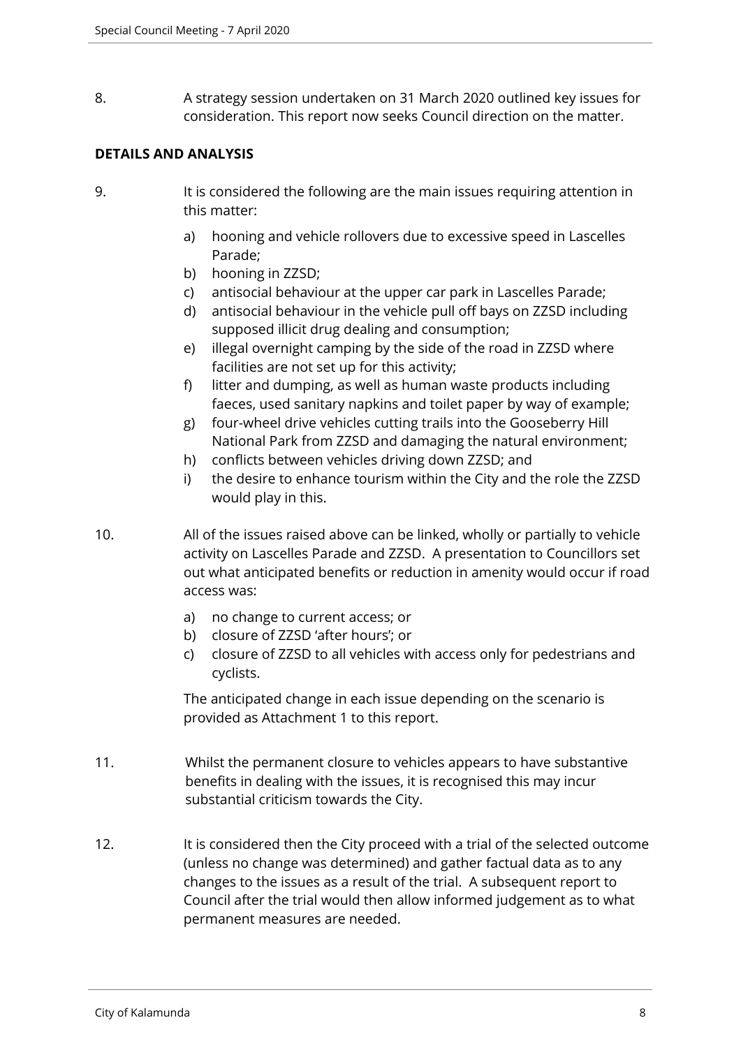8. A strategy session undertaken on 31 March 2020 outlined key issues for consideration. This report now seeks Council direction on the matter.

**DETAILS AND ANALYSIS**

9. It is considered the following are the main issues requiring attention in this matter:

   a) hooning and vehicle rollovers due to excessive speed in Lascelles Parade;
   b) hooning in ZZSD;
   c) antisocial behaviour at the upper car park in Lascelles Parade;
   d) antisocial behaviour in the vehicle pull off bays on ZZSD including supposed illicit drug dealing and consumption;
   e) illegal overnight camping by the side of the road in ZZSD where facilities are not set up for this activity;
   f) litter and dumping, as well as human waste products including faeces, used sanitary napkins and toilet paper by way of example;
   g) four-wheel drive vehicles cutting trails into the Gooseberry Hill National Park from ZZSD and damaging the natural environment;
   h) conflicts between vehicles driving down ZZSD; and
   i) the desire to enhance tourism within the City and the role the ZZSD would play in this.

10. All of the issues raised above can be linked, wholly or partially to vehicle activity on Lascelles Parade and ZZSD. A presentation to Councillors set out what anticipated benefits or reduction in amenity would occur if road access was:

    a) no change to current access; or
    b) closure of ZZSD 'after hours'; or
    c) closure of ZZSD to all vehicles with access only for pedestrians and cyclists.

    The anticipated change in each issue depending on the scenario is provided as Attachment 1 to this report.

11. Whilst the permanent closure to vehicles appears to have substantive benefits in dealing with the issues, it is recognised this may incur substantial criticism towards the City.

12. It is considered then the City proceed with a trial of the selected outcome (unless no change was determined) and gather factual data as to any changes to the issues as a result of the trial. A subsequent report to Council after the trial would then allow informed judgement as to what permanent measures are needed.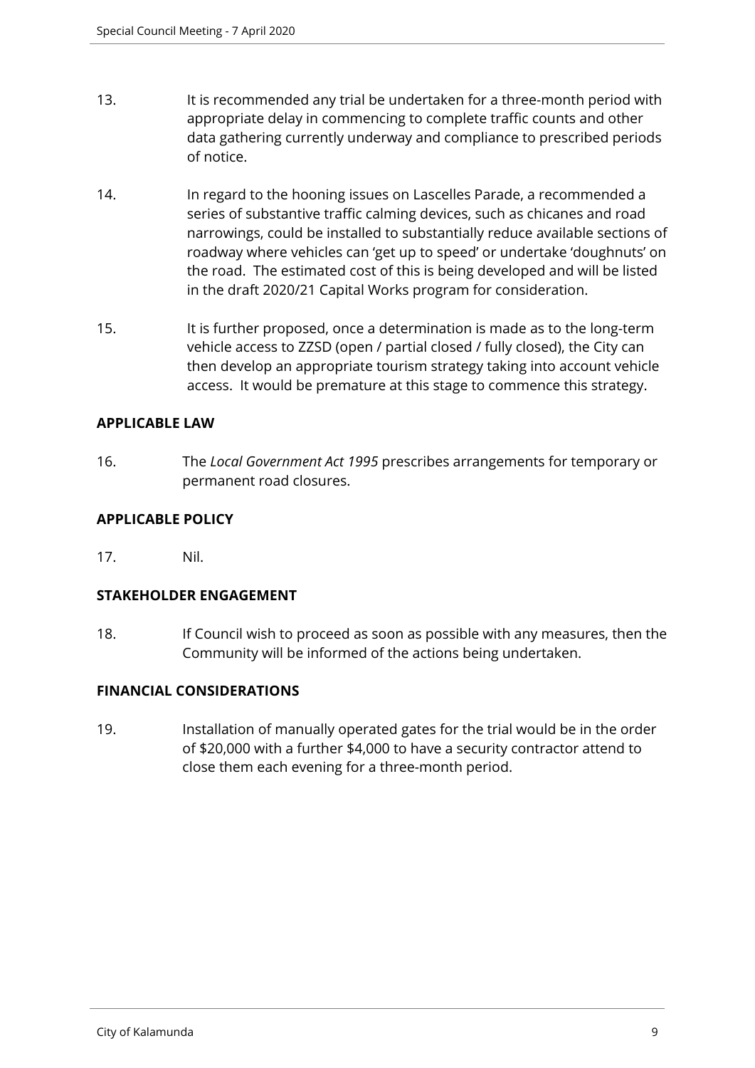13. It is recommended any trial be undertaken for a three-month period with appropriate delay in commencing to complete traffic counts and other data gathering currently underway and compliance to prescribed periods of notice.

14. In regard to the hooning issues on Lascelles Parade, a recommended a series of substantive traffic calming devices, such as chicanes and road narrowings, could be installed to substantially reduce available sections of roadway where vehicles can 'get up to speed' or undertake 'doughnuts' on the road. The estimated cost of this is being developed and will be listed in the draft 2020/21 Capital Works program for consideration.

15. It is further proposed, once a determination is made as to the long-term vehicle access to ZZSD (open / partial closed / fully closed), the City can then develop an appropriate tourism strategy taking into account vehicle access. It would be premature at this stage to commence this strategy.

## APPLICABLE LAW

16. The *Local Government Act 1995* prescribes arrangements for temporary or permanent road closures.

## APPLICABLE POLICY

17. Nil.

## STAKEHOLDER ENGAGEMENT

18. If Council wish to proceed as soon as possible with any measures, then the Community will be informed of the actions being undertaken.

## FINANCIAL CONSIDERATIONS

19. Installation of manually operated gates for the trial would be in the order of $20,000 with a further $4,000 to have a security contractor attend to close them each evening for a three-month period.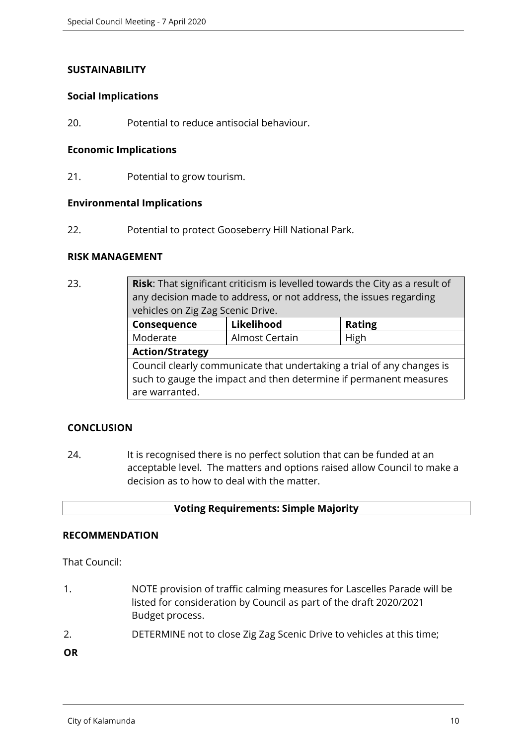**SUSTAINABILITY**

**Social Implications**

20. Potential to reduce antisocial behaviour.

**Economic Implications**

21. Potential to grow tourism.

**Environmental Implications**

22. Potential to protect Gooseberry Hill National Park.

**RISK MANAGEMENT**

23.

| **Risk**: That significant criticism is levelled towards the City as a result of any decision made to address, or not address, the issues regarding vehicles on Zig Zag Scenic Drive. | | |
|---|---|---|
| **Consequence** | **Likelihood** | **Rating** |
| Moderate | Almost Certain | High |
| **Action/Strategy** | | |
| Council clearly communicate that undertaking a trial of any changes is such to gauge the impact and then determine if permanent measures are warranted. | | |

**CONCLUSION**

24. It is recognised there is no perfect solution that can be funded at an acceptable level. The matters and options raised allow Council to make a decision as to how to deal with the matter.

**Voting Requirements: Simple Majority**

**RECOMMENDATION**

That Council:

1. NOTE provision of traffic calming measures for Lascelles Parade will be listed for consideration by Council as part of the draft 2020/2021 Budget process.
2. DETERMINE not to close Zig Zag Scenic Drive to vehicles at this time;

**OR**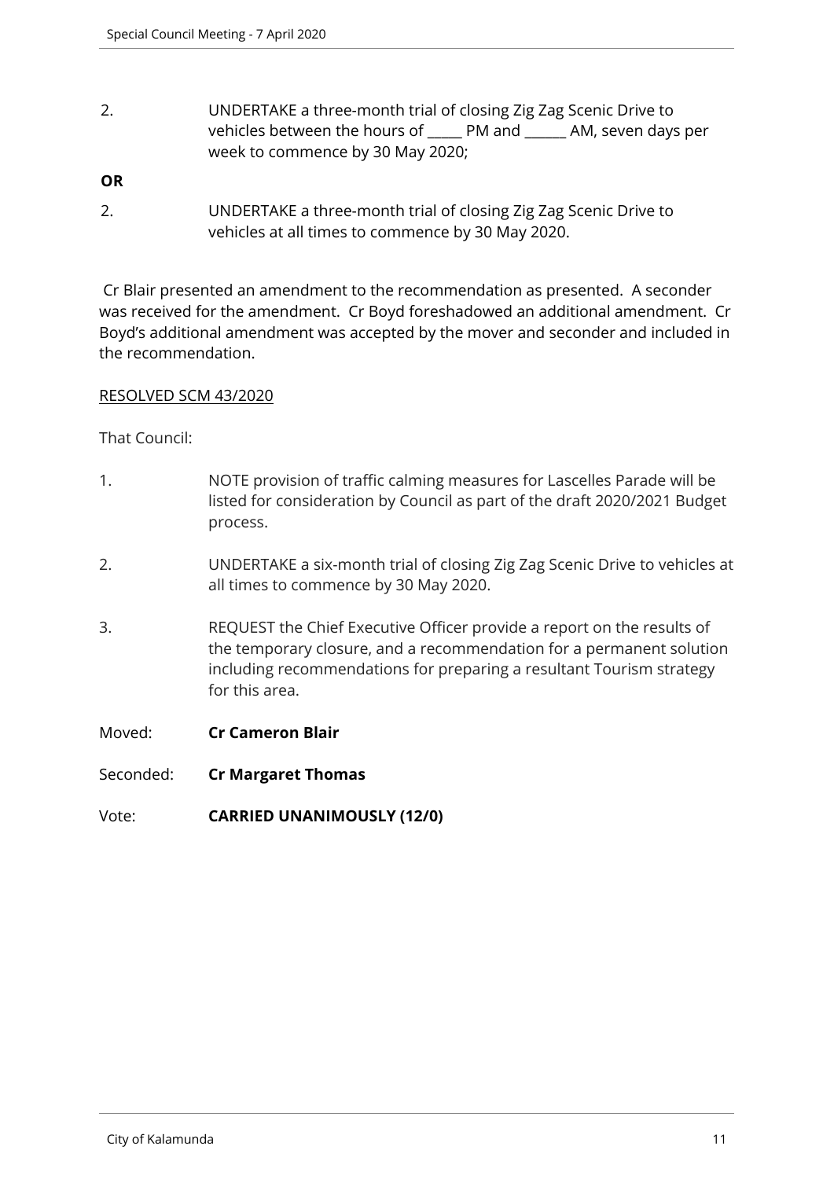2. UNDERTAKE a three-month trial of closing Zig Zag Scenic Drive to vehicles between the hours of _____ PM and ______ AM, seven days per week to commence by 30 May 2020;

**OR**

2. UNDERTAKE a three-month trial of closing Zig Zag Scenic Drive to vehicles at all times to commence by 30 May 2020.

Cr Blair presented an amendment to the recommendation as presented. A seconder was received for the amendment. Cr Boyd foreshadowed an additional amendment. Cr Boyd's additional amendment was accepted by the mover and seconder and included in the recommendation.

<u>RESOLVED SCM 43/2020</u>

That Council:

1. NOTE provision of traffic calming measures for Lascelles Parade will be listed for consideration by Council as part of the draft 2020/2021 Budget process.

2. UNDERTAKE a six-month trial of closing Zig Zag Scenic Drive to vehicles at all times to commence by 30 May 2020.

3. REQUEST the Chief Executive Officer provide a report on the results of the temporary closure, and a recommendation for a permanent solution including recommendations for preparing a resultant Tourism strategy for this area.

Moved: **Cr Cameron Blair**

Seconded: **Cr Margaret Thomas**

Vote: **CARRIED UNANIMOUSLY (12/0)**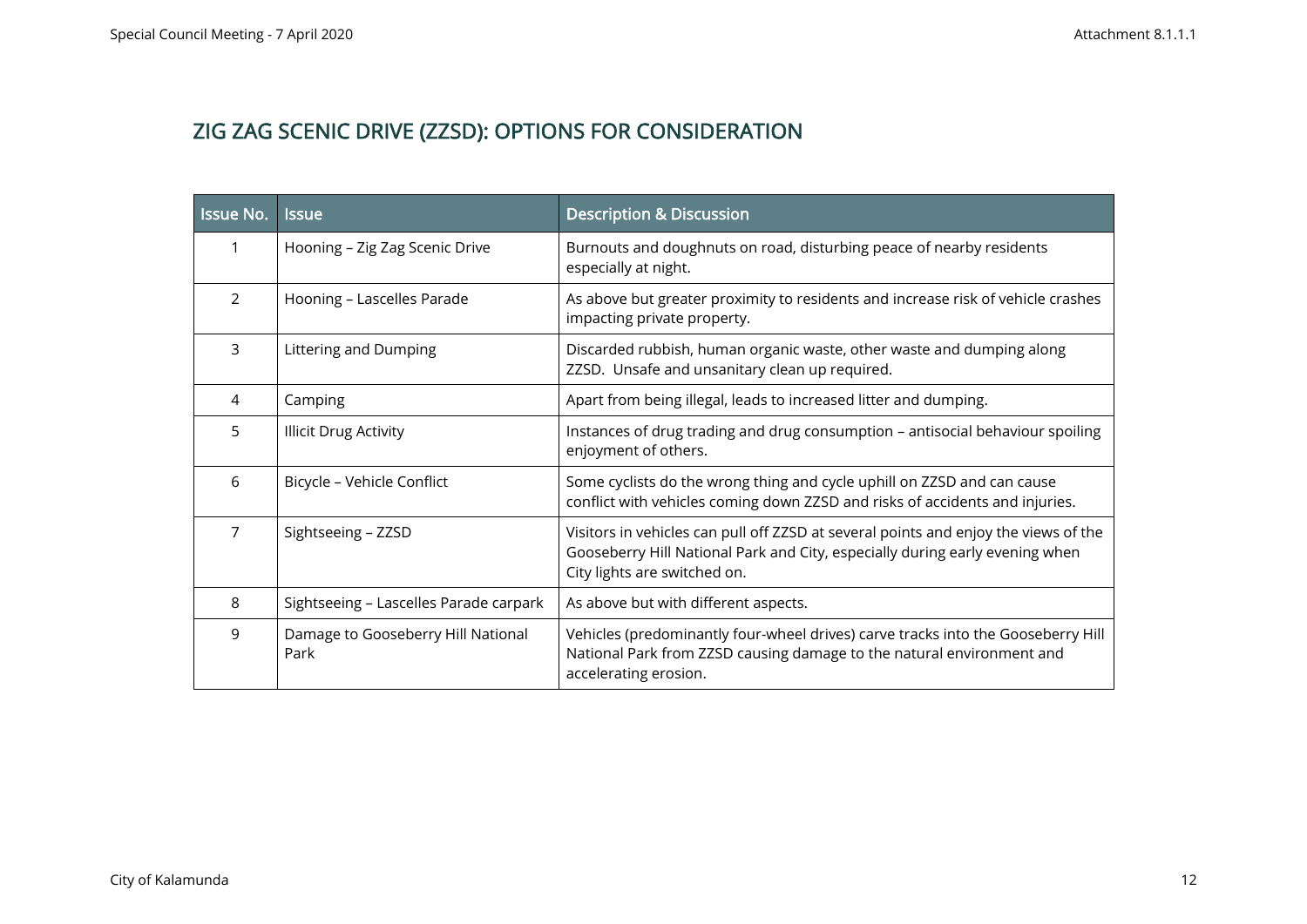# ZIG ZAG SCENIC DRIVE (ZZSD): OPTIONS FOR CONSIDERATION

| Issue No. | Issue | Description & Discussion |
|---|---|---|
| 1 | Hooning – Zig Zag Scenic Drive | Burnouts and doughnuts on road, disturbing peace of nearby residents especially at night. |
| 2 | Hooning – Lascelles Parade | As above but greater proximity to residents and increase risk of vehicle crashes impacting private property. |
| 3 | Littering and Dumping | Discarded rubbish, human organic waste, other waste and dumping along ZZSD. Unsafe and unsanitary clean up required. |
| 4 | Camping | Apart from being illegal, leads to increased litter and dumping. |
| 5 | Illicit Drug Activity | Instances of drug trading and drug consumption – antisocial behaviour spoiling enjoyment of others. |
| 6 | Bicycle – Vehicle Conflict | Some cyclists do the wrong thing and cycle uphill on ZZSD and can cause conflict with vehicles coming down ZZSD and risks of accidents and injuries. |
| 7 | Sightseeing – ZZSD | Visitors in vehicles can pull off ZZSD at several points and enjoy the views of the Gooseberry Hill National Park and City, especially during early evening when City lights are switched on. |
| 8 | Sightseeing – Lascelles Parade carpark | As above but with different aspects. |
| 9 | Damage to Gooseberry Hill National Park | Vehicles (predominantly four-wheel drives) carve tracks into the Gooseberry Hill National Park from ZZSD causing damage to the natural environment and accelerating erosion. |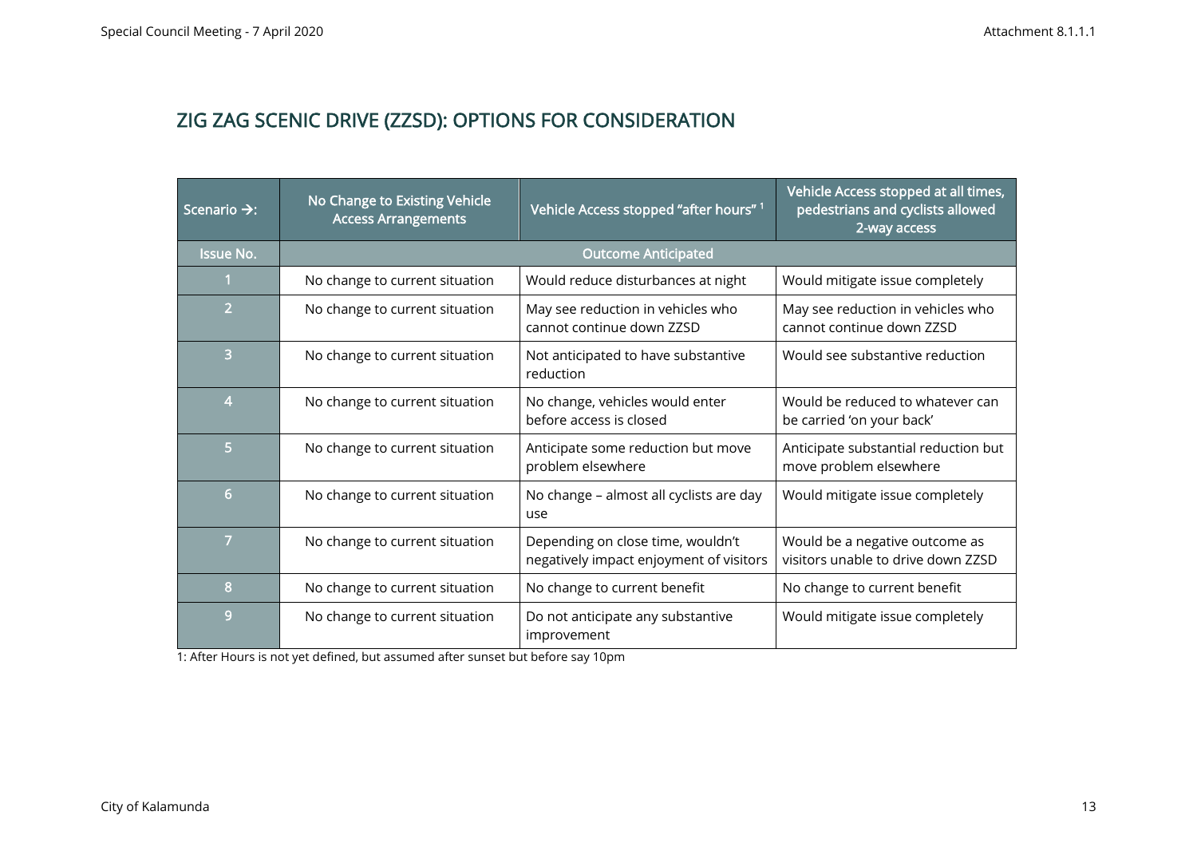## ZIG ZAG SCENIC DRIVE (ZZSD): OPTIONS FOR CONSIDERATION

| Scenario →: | No Change to Existing Vehicle Access Arrangements | Vehicle Access stopped "after hours" [1] | Vehicle Access stopped at all times, pedestrians and cyclists allowed 2-way access |
|---|---|---|---|
| **Issue No.** | **Outcome Anticipated** | | |
| 1 | No change to current situation | Would reduce disturbances at night | Would mitigate issue completely |
| 2 | No change to current situation | May see reduction in vehicles who cannot continue down ZZSD | May see reduction in vehicles who cannot continue down ZZSD |
| 3 | No change to current situation | Not anticipated to have substantive reduction | Would see substantive reduction |
| 4 | No change to current situation | No change, vehicles would enter before access is closed | Would be reduced to whatever can be carried 'on your back' |
| 5 | No change to current situation | Anticipate some reduction but move problem elsewhere | Anticipate substantial reduction but move problem elsewhere |
| 6 | No change to current situation | No change – almost all cyclists are day use | Would mitigate issue completely |
| 7 | No change to current situation | Depending on close time, wouldn't negatively impact enjoyment of visitors | Would be a negative outcome as visitors unable to drive down ZZSD |
| 8 | No change to current situation | No change to current benefit | No change to current benefit |
| 9 | No change to current situation | Do not anticipate any substantive improvement | Would mitigate issue completely |

1: After Hours is not yet defined, but assumed after sunset but before say 10pm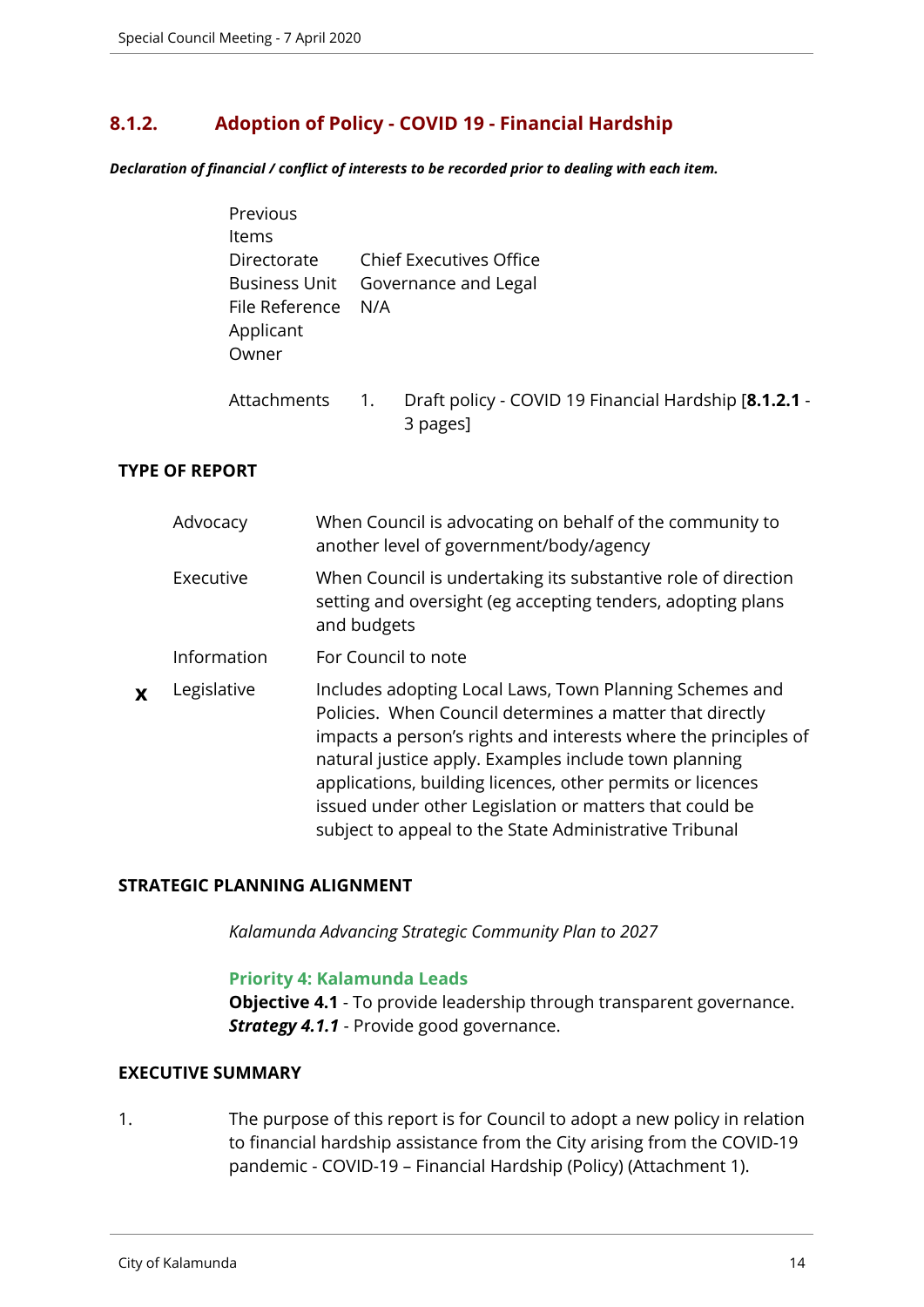## 8.1.2. Adoption of Policy - COVID 19 - Financial Hardship

***Declaration of financial / conflict of interests to be recorded prior to dealing with each item.***

| | |
|---|---|
| Previous Items | |
| Directorate | Chief Executives Office |
| Business Unit | Governance and Legal |
| File Reference | N/A |
| Applicant | |
| Owner | |

Attachments 1. Draft policy - COVID 19 Financial Hardship [**8.1.2.1** - 3 pages]

**TYPE OF REPORT**

| | | |
|---|---|---|
| | Advocacy | When Council is advocating on behalf of the community to another level of government/body/agency |
| | Executive | When Council is undertaking its substantive role of direction setting and oversight (eg accepting tenders, adopting plans and budgets |
| | Information | For Council to note |
| **x** | Legislative | Includes adopting Local Laws, Town Planning Schemes and Policies. When Council determines a matter that directly impacts a person's rights and interests where the principles of natural justice apply. Examples include town planning applications, building licences, other permits or licences issued under other Legislation or matters that could be subject to appeal to the State Administrative Tribunal |

**STRATEGIC PLANNING ALIGNMENT**

*Kalamunda Advancing Strategic Community Plan to 2027*

**Priority 4: Kalamunda Leads**
**Objective 4.1** - To provide leadership through transparent governance.
***Strategy 4.1.1*** - Provide good governance.

**EXECUTIVE SUMMARY**

1. The purpose of this report is for Council to adopt a new policy in relation to financial hardship assistance from the City arising from the COVID-19 pandemic - COVID-19 – Financial Hardship (Policy) (Attachment 1).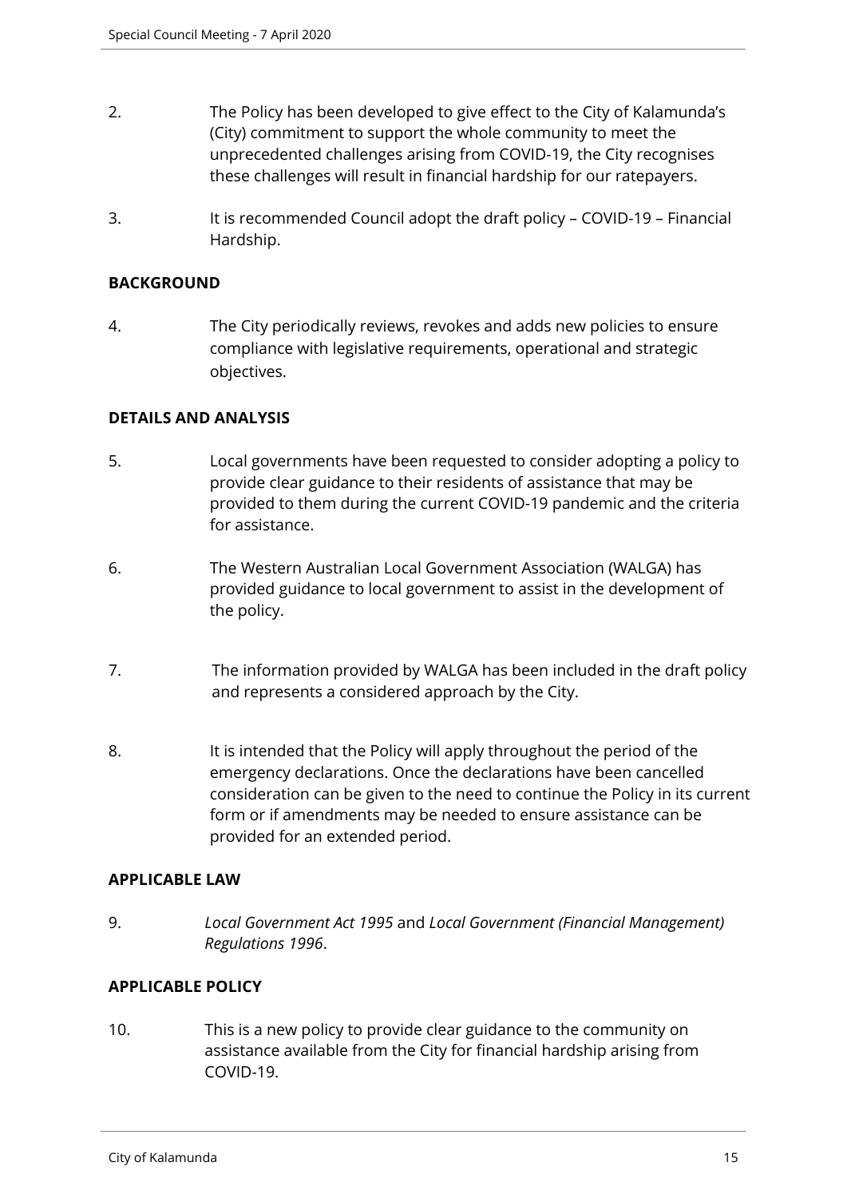2. The Policy has been developed to give effect to the City of Kalamunda's (City) commitment to support the whole community to meet the unprecedented challenges arising from COVID-19, the City recognises these challenges will result in financial hardship for our ratepayers.

3. It is recommended Council adopt the draft policy – COVID-19 – Financial Hardship.

**BACKGROUND**

4. The City periodically reviews, revokes and adds new policies to ensure compliance with legislative requirements, operational and strategic objectives.

**DETAILS AND ANALYSIS**

5. Local governments have been requested to consider adopting a policy to provide clear guidance to their residents of assistance that may be provided to them during the current COVID-19 pandemic and the criteria for assistance.

6. The Western Australian Local Government Association (WALGA) has provided guidance to local government to assist in the development of the policy.

7. The information provided by WALGA has been included in the draft policy and represents a considered approach by the City.

8. It is intended that the Policy will apply throughout the period of the emergency declarations. Once the declarations have been cancelled consideration can be given to the need to continue the Policy in its current form or if amendments may be needed to ensure assistance can be provided for an extended period.

**APPLICABLE LAW**

9. *Local Government Act 1995* and *Local Government (Financial Management) Regulations 1996*.

**APPLICABLE POLICY**

10. This is a new policy to provide clear guidance to the community on assistance available from the City for financial hardship arising from COVID-19.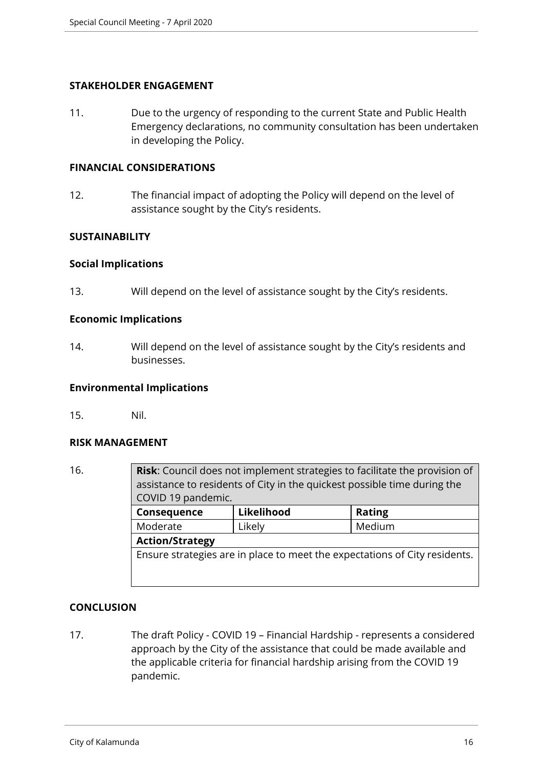**STAKEHOLDER ENGAGEMENT**

11. Due to the urgency of responding to the current State and Public Health Emergency declarations, no community consultation has been undertaken in developing the Policy.

**FINANCIAL CONSIDERATIONS**

12. The financial impact of adopting the Policy will depend on the level of assistance sought by the City's residents.

**SUSTAINABILITY**

**Social Implications**

13. Will depend on the level of assistance sought by the City's residents.

**Economic Implications**

14. Will depend on the level of assistance sought by the City's residents and businesses.

**Environmental Implications**

15. Nil.

**RISK MANAGEMENT**

16.

| **Risk**: Council does not implement strategies to facilitate the provision of assistance to residents of City in the quickest possible time during the COVID 19 pandemic. | | |
|---|---|---|
| **Consequence** | **Likelihood** | **Rating** |
| Moderate | Likely | Medium |
| **Action/Strategy** | | |
| Ensure strategies are in place to meet the expectations of City residents. | | |

**CONCLUSION**

17. The draft Policy - COVID 19 – Financial Hardship - represents a considered approach by the City of the assistance that could be made available and the applicable criteria for financial hardship arising from the COVID 19 pandemic.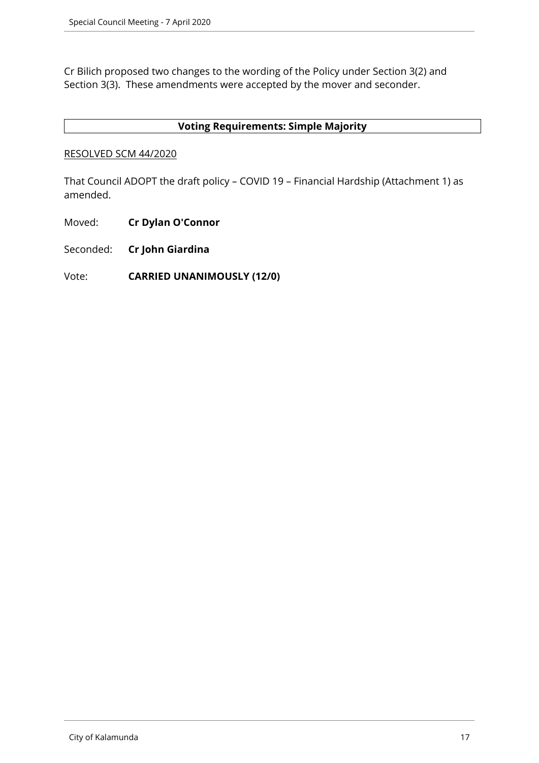Cr Bilich proposed two changes to the wording of the Policy under Section 3(2) and Section 3(3). These amendments were accepted by the mover and seconder.

| **Voting Requirements: Simple Majority** |
|---|

RESOLVED SCM 44/2020

That Council ADOPT the draft policy – COVID 19 – Financial Hardship (Attachment 1) as amended.

Moved: **Cr Dylan O'Connor**

Seconded: **Cr John Giardina**

Vote: **CARRIED UNANIMOUSLY (12/0)**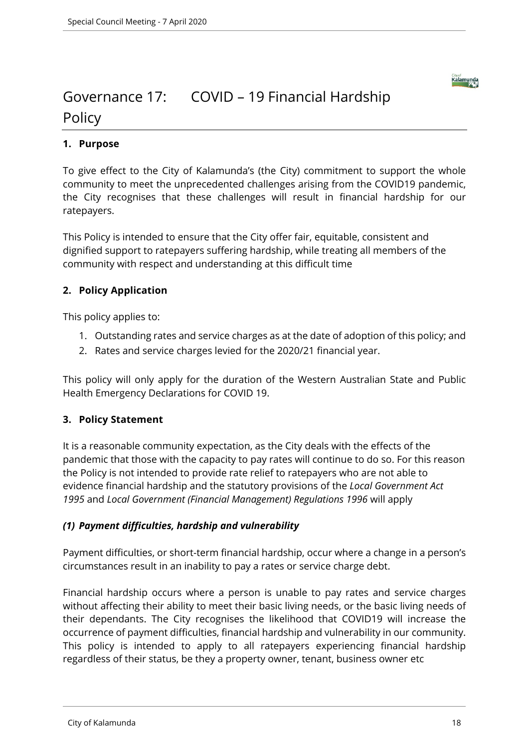# Governance 17: COVID – 19 Financial Hardship Policy

## 1. Purpose

To give effect to the City of Kalamunda's (the City) commitment to support the whole community to meet the unprecedented challenges arising from the COVID19 pandemic, the City recognises that these challenges will result in financial hardship for our ratepayers.

This Policy is intended to ensure that the City offer fair, equitable, consistent and dignified support to ratepayers suffering hardship, while treating all members of the community with respect and understanding at this difficult time

## 2. Policy Application

This policy applies to:

1. Outstanding rates and service charges as at the date of adoption of this policy; and
2. Rates and service charges levied for the 2020/21 financial year.

This policy will only apply for the duration of the Western Australian State and Public Health Emergency Declarations for COVID 19.

## 3. Policy Statement

It is a reasonable community expectation, as the City deals with the effects of the pandemic that those with the capacity to pay rates will continue to do so. For this reason the Policy is not intended to provide rate relief to ratepayers who are not able to evidence financial hardship and the statutory provisions of the *Local Government Act 1995* and *Local Government (Financial Management) Regulations 1996* will apply

### *(1) Payment difficulties, hardship and vulnerability*

Payment difficulties, or short-term financial hardship, occur where a change in a person's circumstances result in an inability to pay a rates or service charge debt.

Financial hardship occurs where a person is unable to pay rates and service charges without affecting their ability to meet their basic living needs, or the basic living needs of their dependants. The City recognises the likelihood that COVID19 will increase the occurrence of payment difficulties, financial hardship and vulnerability in our community. This policy is intended to apply to all ratepayers experiencing financial hardship regardless of their status, be they a property owner, tenant, business owner etc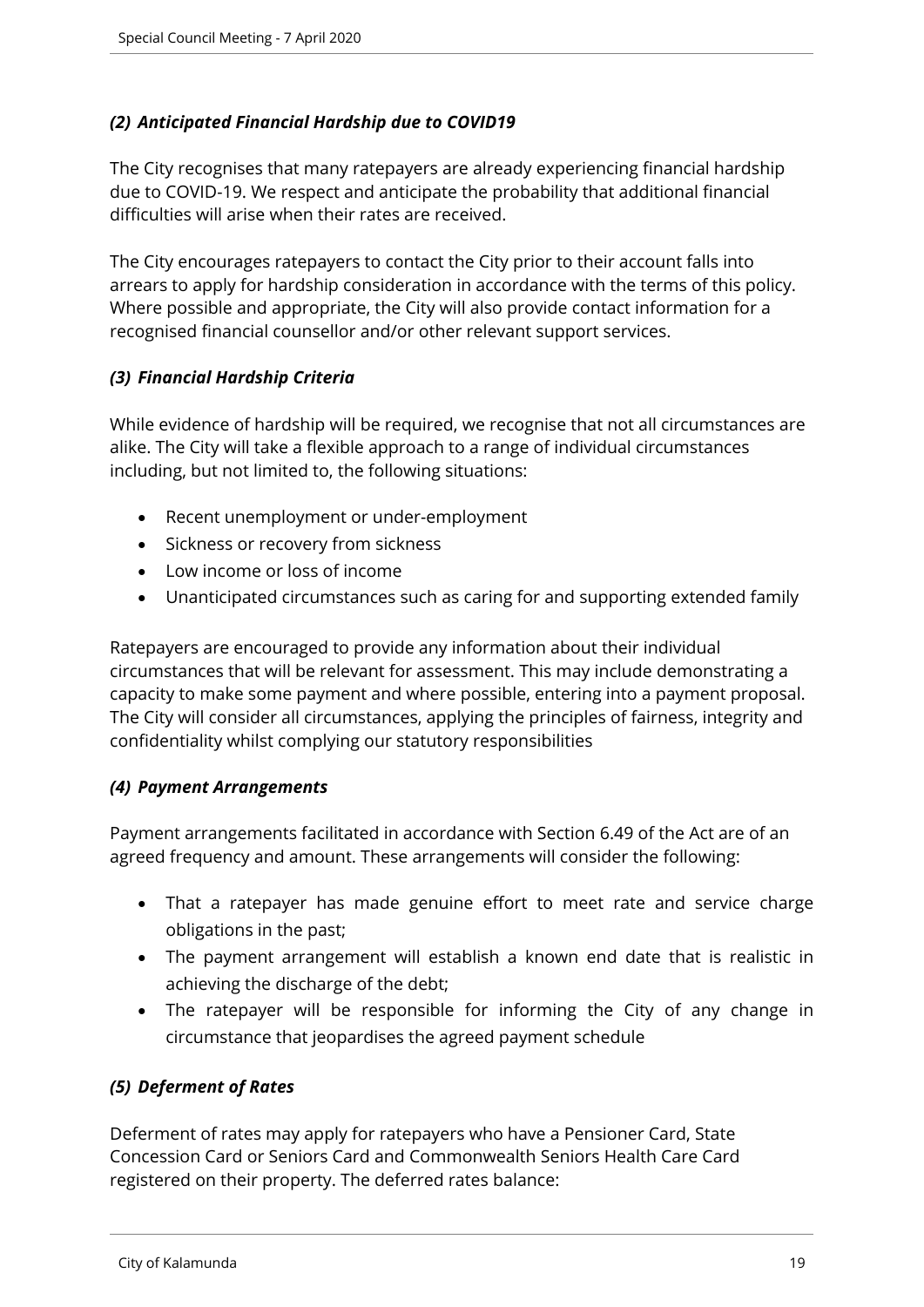### *(2) Anticipated Financial Hardship due to COVID19*

The City recognises that many ratepayers are already experiencing financial hardship due to COVID-19. We respect and anticipate the probability that additional financial difficulties will arise when their rates are received.

The City encourages ratepayers to contact the City prior to their account falls into arrears to apply for hardship consideration in accordance with the terms of this policy. Where possible and appropriate, the City will also provide contact information for a recognised financial counsellor and/or other relevant support services.

### *(3) Financial Hardship Criteria*

While evidence of hardship will be required, we recognise that not all circumstances are alike. The City will take a flexible approach to a range of individual circumstances including, but not limited to, the following situations:

- Recent unemployment or under-employment
- Sickness or recovery from sickness
- Low income or loss of income
- Unanticipated circumstances such as caring for and supporting extended family

Ratepayers are encouraged to provide any information about their individual circumstances that will be relevant for assessment. This may include demonstrating a capacity to make some payment and where possible, entering into a payment proposal. The City will consider all circumstances, applying the principles of fairness, integrity and confidentiality whilst complying our statutory responsibilities

### *(4) Payment Arrangements*

Payment arrangements facilitated in accordance with Section 6.49 of the Act are of an agreed frequency and amount. These arrangements will consider the following:

- That a ratepayer has made genuine effort to meet rate and service charge obligations in the past;
- The payment arrangement will establish a known end date that is realistic in achieving the discharge of the debt;
- The ratepayer will be responsible for informing the City of any change in circumstance that jeopardises the agreed payment schedule

### *(5) Deferment of Rates*

Deferment of rates may apply for ratepayers who have a Pensioner Card, State Concession Card or Seniors Card and Commonwealth Seniors Health Care Card registered on their property. The deferred rates balance: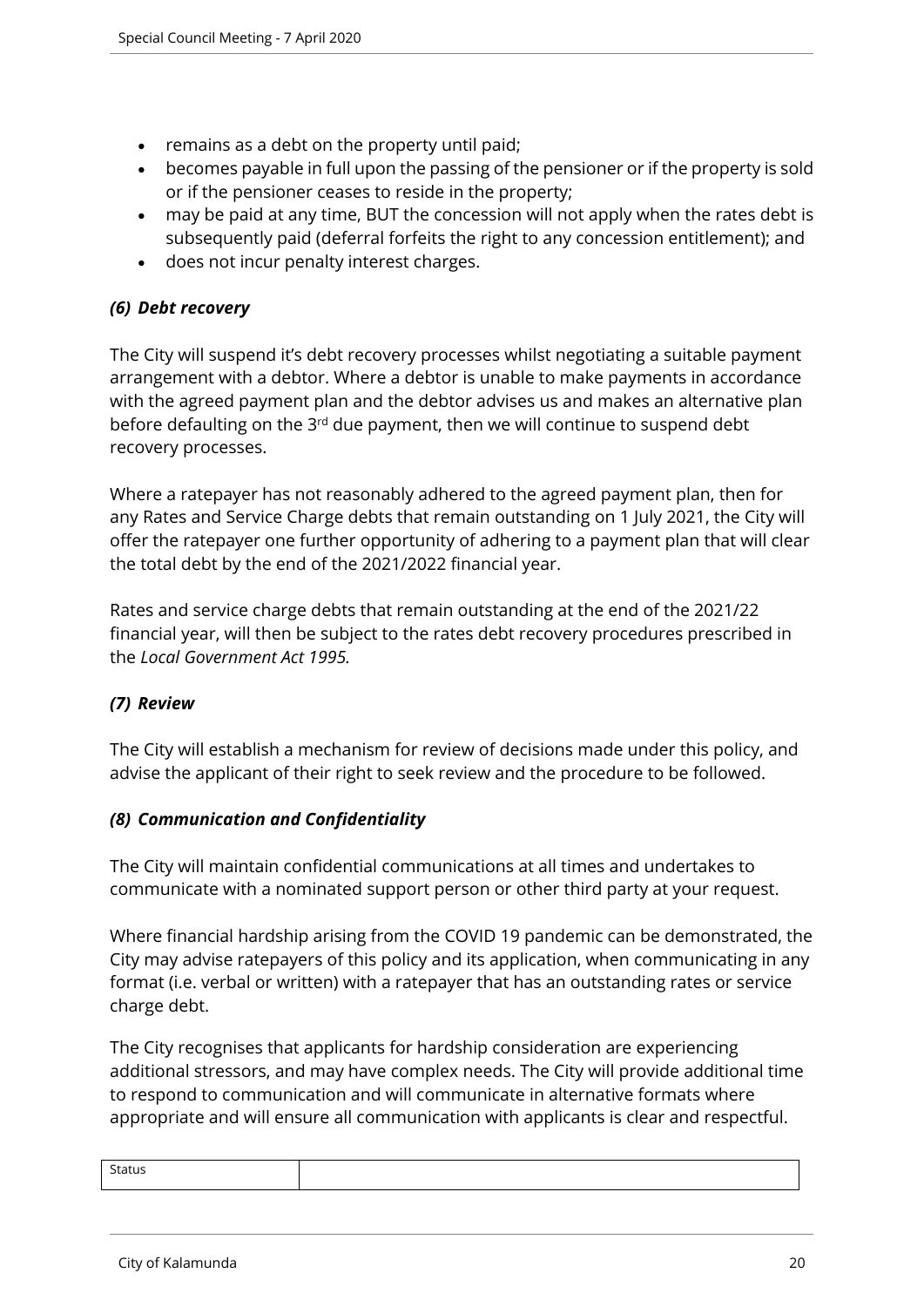- remains as a debt on the property until paid;
- becomes payable in full upon the passing of the pensioner or if the property is sold or if the pensioner ceases to reside in the property;
- may be paid at any time, BUT the concession will not apply when the rates debt is subsequently paid (deferral forfeits the right to any concession entitlement); and
- does not incur penalty interest charges.

### *(6) Debt recovery*

The City will suspend it's debt recovery processes whilst negotiating a suitable payment arrangement with a debtor. Where a debtor is unable to make payments in accordance with the agreed payment plan and the debtor advises us and makes an alternative plan before defaulting on the 3rd due payment, then we will continue to suspend debt recovery processes.

Where a ratepayer has not reasonably adhered to the agreed payment plan, then for any Rates and Service Charge debts that remain outstanding on 1 July 2021, the City will offer the ratepayer one further opportunity of adhering to a payment plan that will clear the total debt by the end of the 2021/2022 financial year.

Rates and service charge debts that remain outstanding at the end of the 2021/22 financial year, will then be subject to the rates debt recovery procedures prescribed in the *Local Government Act 1995.*

### *(7) Review*

The City will establish a mechanism for review of decisions made under this policy, and advise the applicant of their right to seek review and the procedure to be followed.

### *(8) Communication and Confidentiality*

The City will maintain confidential communications at all times and undertakes to communicate with a nominated support person or other third party at your request.

Where financial hardship arising from the COVID 19 pandemic can be demonstrated, the City may advise ratepayers of this policy and its application, when communicating in any format (i.e. verbal or written) with a ratepayer that has an outstanding rates or service charge debt.

The City recognises that applicants for hardship consideration are experiencing additional stressors, and may have complex needs. The City will provide additional time to respond to communication and will communicate in alternative formats where appropriate and will ensure all communication with applicants is clear and respectful.

| Status | |
|---|---|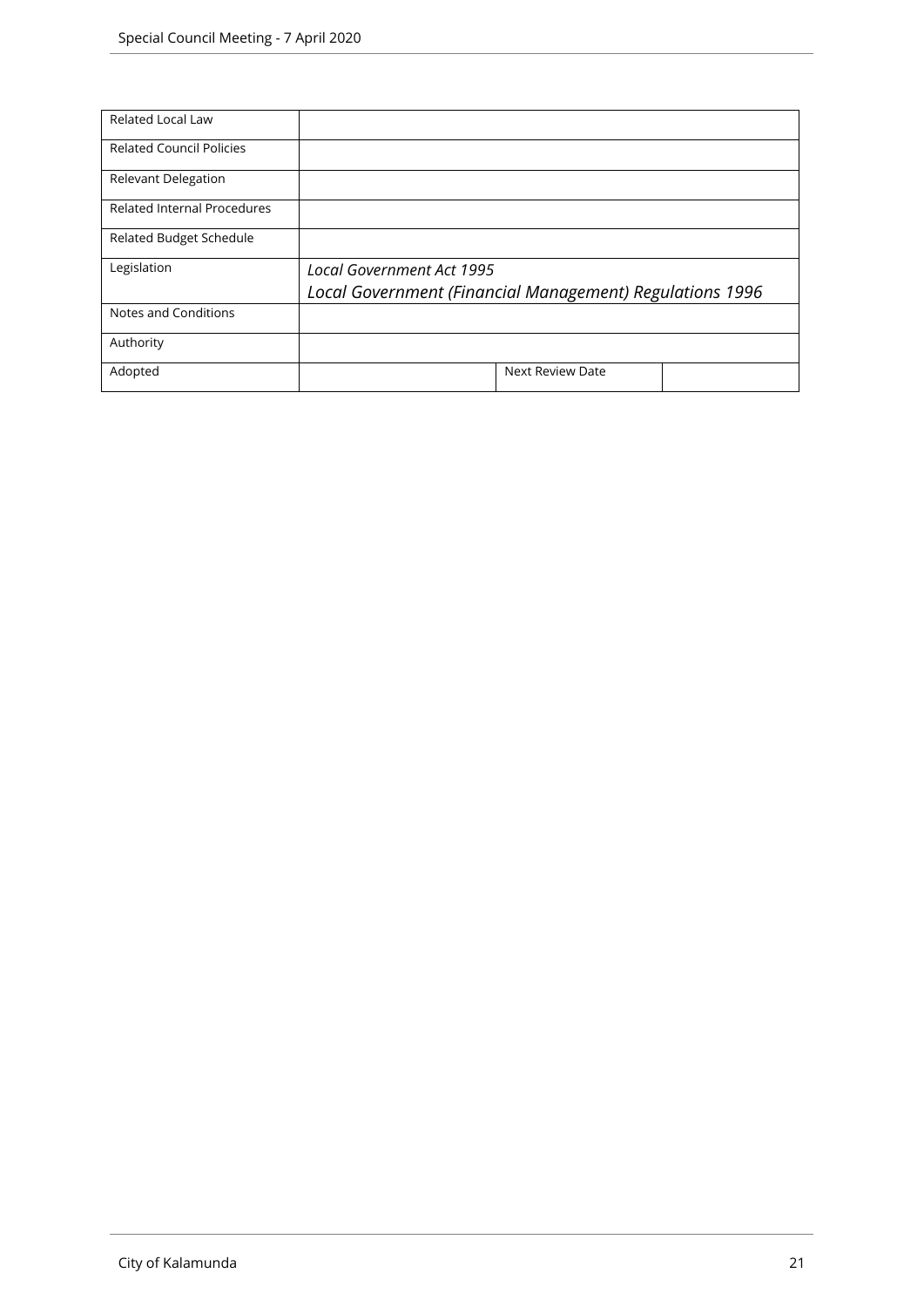| Related Local Law | | | |
| --- | --- | --- | --- |
| Related Council Policies | | | |
| Relevant Delegation | | | |
| Related Internal Procedures | | | |
| Related Budget Schedule | | | |
| Legislation | *Local Government Act 1995*<br>*Local Government (Financial Management) Regulations 1996* | | |
| Notes and Conditions | | | |
| Authority | | | |
| Adopted | | Next Review Date | |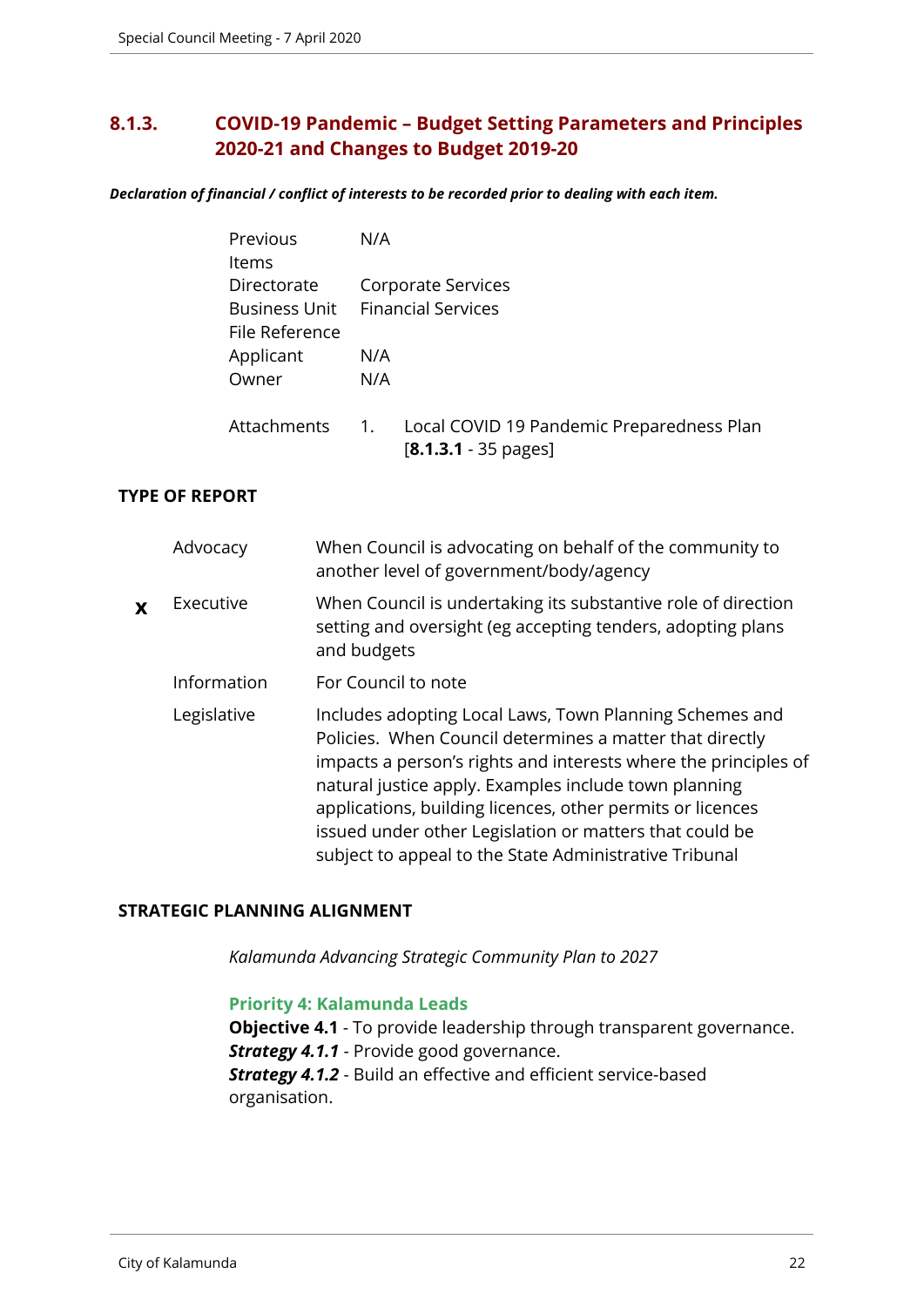## 8.1.3. COVID-19 Pandemic – Budget Setting Parameters and Principles 2020-21 and Changes to Budget 2019-20

***Declaration of financial / conflict of interests to be recorded prior to dealing with each item.***

| | |
|---|---|
| Previous Items | N/A |
| Directorate | Corporate Services |
| Business Unit | Financial Services |
| File Reference | |
| Applicant | N/A |
| Owner | N/A |
| Attachments | 1. Local COVID 19 Pandemic Preparedness Plan [**8.1.3.1** - 35 pages] |

**TYPE OF REPORT**

| | | |
|---|---|---|
| | Advocacy | When Council is advocating on behalf of the community to another level of government/body/agency |
| **x** | Executive | When Council is undertaking its substantive role of direction setting and oversight (eg accepting tenders, adopting plans and budgets |
| | Information | For Council to note |
| | Legislative | Includes adopting Local Laws, Town Planning Schemes and Policies. When Council determines a matter that directly impacts a person's rights and interests where the principles of natural justice apply. Examples include town planning applications, building licences, other permits or licences issued under other Legislation or matters that could be subject to appeal to the State Administrative Tribunal |

**STRATEGIC PLANNING ALIGNMENT**

*Kalamunda Advancing Strategic Community Plan to 2027*

**Priority 4: Kalamunda Leads**
**Objective 4.1** - To provide leadership through transparent governance.
***Strategy 4.1.1*** - Provide good governance.
***Strategy 4.1.2*** - Build an effective and efficient service-based organisation.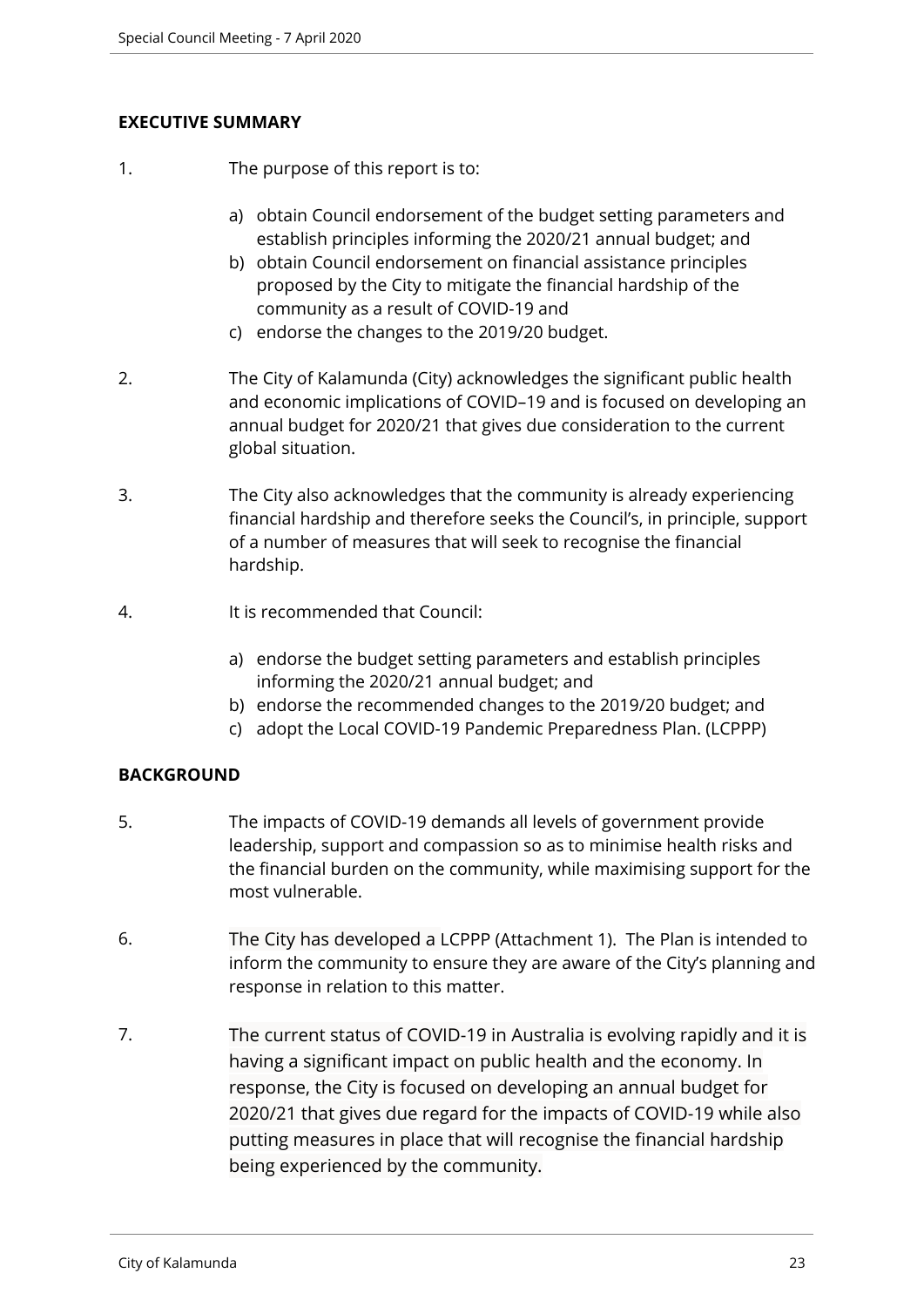## EXECUTIVE SUMMARY

1. The purpose of this report is to:

   a) obtain Council endorsement of the budget setting parameters and establish principles informing the 2020/21 annual budget; and
   b) obtain Council endorsement on financial assistance principles proposed by the City to mitigate the financial hardship of the community as a result of COVID-19 and
   c) endorse the changes to the 2019/20 budget.

2. The City of Kalamunda (City) acknowledges the significant public health and economic implications of COVID–19 and is focused on developing an annual budget for 2020/21 that gives due consideration to the current global situation.

3. The City also acknowledges that the community is already experiencing financial hardship and therefore seeks the Council's, in principle, support of a number of measures that will seek to recognise the financial hardship.

4. It is recommended that Council:

   a) endorse the budget setting parameters and establish principles informing the 2020/21 annual budget; and
   b) endorse the recommended changes to the 2019/20 budget; and
   c) adopt the Local COVID-19 Pandemic Preparedness Plan. (LCPPP)

## BACKGROUND

5. The impacts of COVID-19 demands all levels of government provide leadership, support and compassion so as to minimise health risks and the financial burden on the community, while maximising support for the most vulnerable.

6. The City has developed a LCPPP (Attachment 1). The Plan is intended to inform the community to ensure they are aware of the City's planning and response in relation to this matter.

7. The current status of COVID-19 in Australia is evolving rapidly and it is having a significant impact on public health and the economy. In response, the City is focused on developing an annual budget for 2020/21 that gives due regard for the impacts of COVID-19 while also putting measures in place that will recognise the financial hardship being experienced by the community.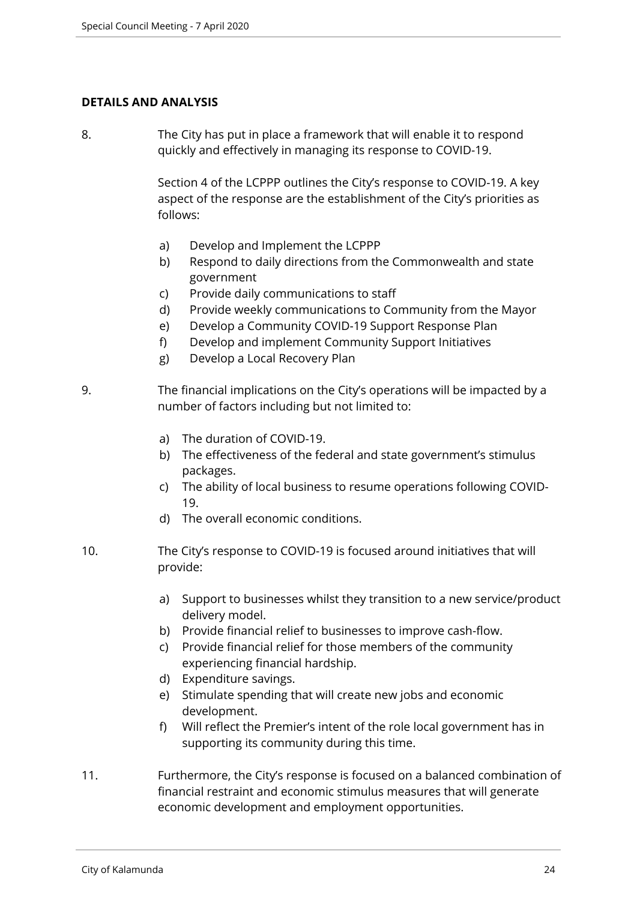**DETAILS AND ANALYSIS**

8. The City has put in place a framework that will enable it to respond quickly and effectively in managing its response to COVID-19.

   Section 4 of the LCPPP outlines the City's response to COVID-19. A key aspect of the response are the establishment of the City's priorities as follows:

   a) Develop and Implement the LCPPP
   b) Respond to daily directions from the Commonwealth and state government
   c) Provide daily communications to staff
   d) Provide weekly communications to Community from the Mayor
   e) Develop a Community COVID-19 Support Response Plan
   f) Develop and implement Community Support Initiatives
   g) Develop a Local Recovery Plan

9. The financial implications on the City's operations will be impacted by a number of factors including but not limited to:

   a) The duration of COVID-19.
   b) The effectiveness of the federal and state government's stimulus packages.
   c) The ability of local business to resume operations following COVID-19.
   d) The overall economic conditions.

10. The City's response to COVID-19 is focused around initiatives that will provide:

    a) Support to businesses whilst they transition to a new service/product delivery model.
    b) Provide financial relief to businesses to improve cash-flow.
    c) Provide financial relief for those members of the community experiencing financial hardship.
    d) Expenditure savings.
    e) Stimulate spending that will create new jobs and economic development.
    f) Will reflect the Premier's intent of the role local government has in supporting its community during this time.

11. Furthermore, the City's response is focused on a balanced combination of financial restraint and economic stimulus measures that will generate economic development and employment opportunities.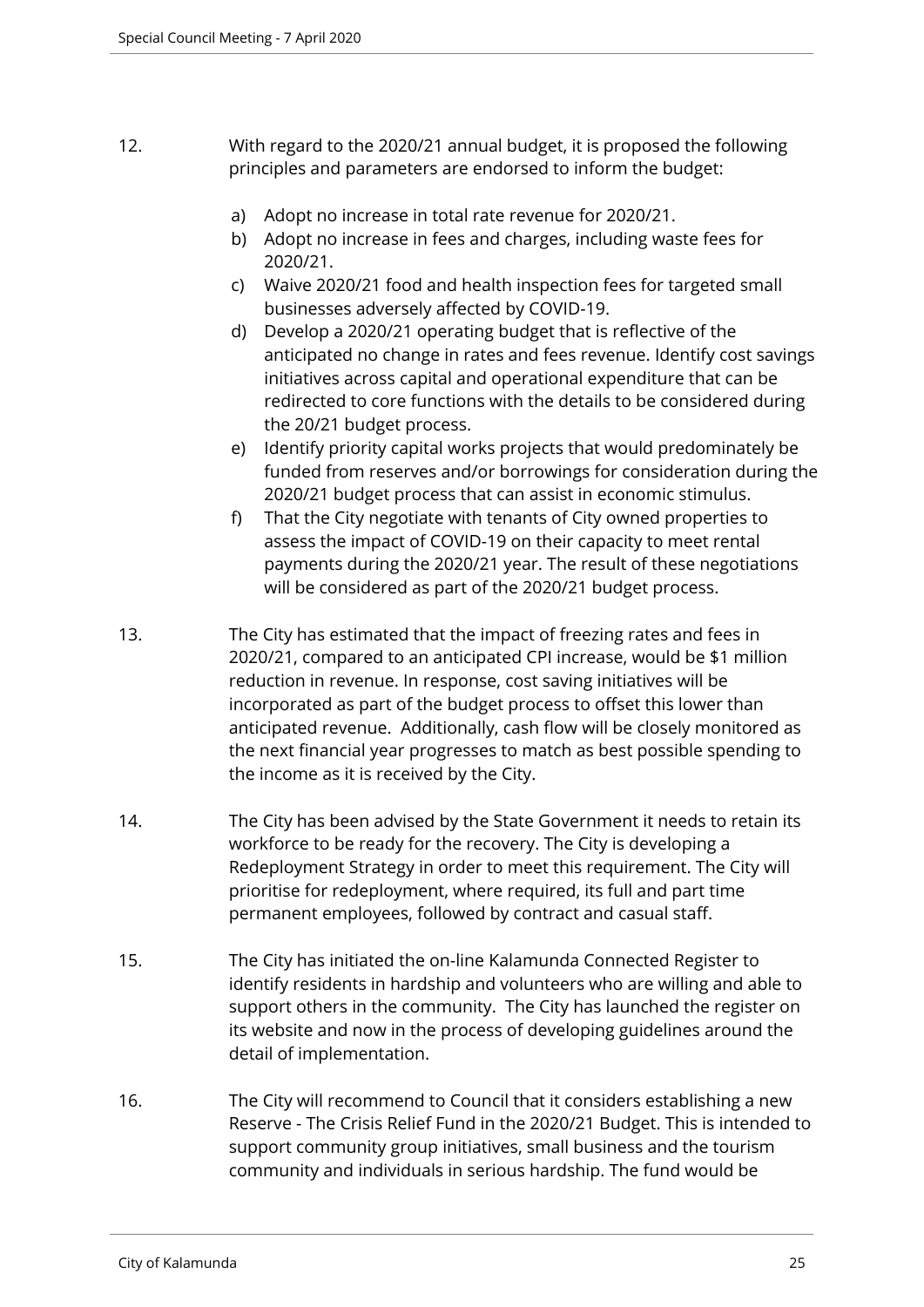12. With regard to the 2020/21 annual budget, it is proposed the following principles and parameters are endorsed to inform the budget:

    a) Adopt no increase in total rate revenue for 2020/21.
    b) Adopt no increase in fees and charges, including waste fees for 2020/21.
    c) Waive 2020/21 food and health inspection fees for targeted small businesses adversely affected by COVID-19.
    d) Develop a 2020/21 operating budget that is reflective of the anticipated no change in rates and fees revenue. Identify cost savings initiatives across capital and operational expenditure that can be redirected to core functions with the details to be considered during the 20/21 budget process.
    e) Identify priority capital works projects that would predominately be funded from reserves and/or borrowings for consideration during the 2020/21 budget process that can assist in economic stimulus.
    f) That the City negotiate with tenants of City owned properties to assess the impact of COVID-19 on their capacity to meet rental payments during the 2020/21 year. The result of these negotiations will be considered as part of the 2020/21 budget process.

13. The City has estimated that the impact of freezing rates and fees in 2020/21, compared to an anticipated CPI increase, would be $1 million reduction in revenue. In response, cost saving initiatives will be incorporated as part of the budget process to offset this lower than anticipated revenue. Additionally, cash flow will be closely monitored as the next financial year progresses to match as best possible spending to the income as it is received by the City.

14. The City has been advised by the State Government it needs to retain its workforce to be ready for the recovery. The City is developing a Redeployment Strategy in order to meet this requirement. The City will prioritise for redeployment, where required, its full and part time permanent employees, followed by contract and casual staff.

15. The City has initiated the on-line Kalamunda Connected Register to identify residents in hardship and volunteers who are willing and able to support others in the community. The City has launched the register on its website and now in the process of developing guidelines around the detail of implementation.

16. The City will recommend to Council that it considers establishing a new Reserve - The Crisis Relief Fund in the 2020/21 Budget. This is intended to support community group initiatives, small business and the tourism community and individuals in serious hardship. The fund would be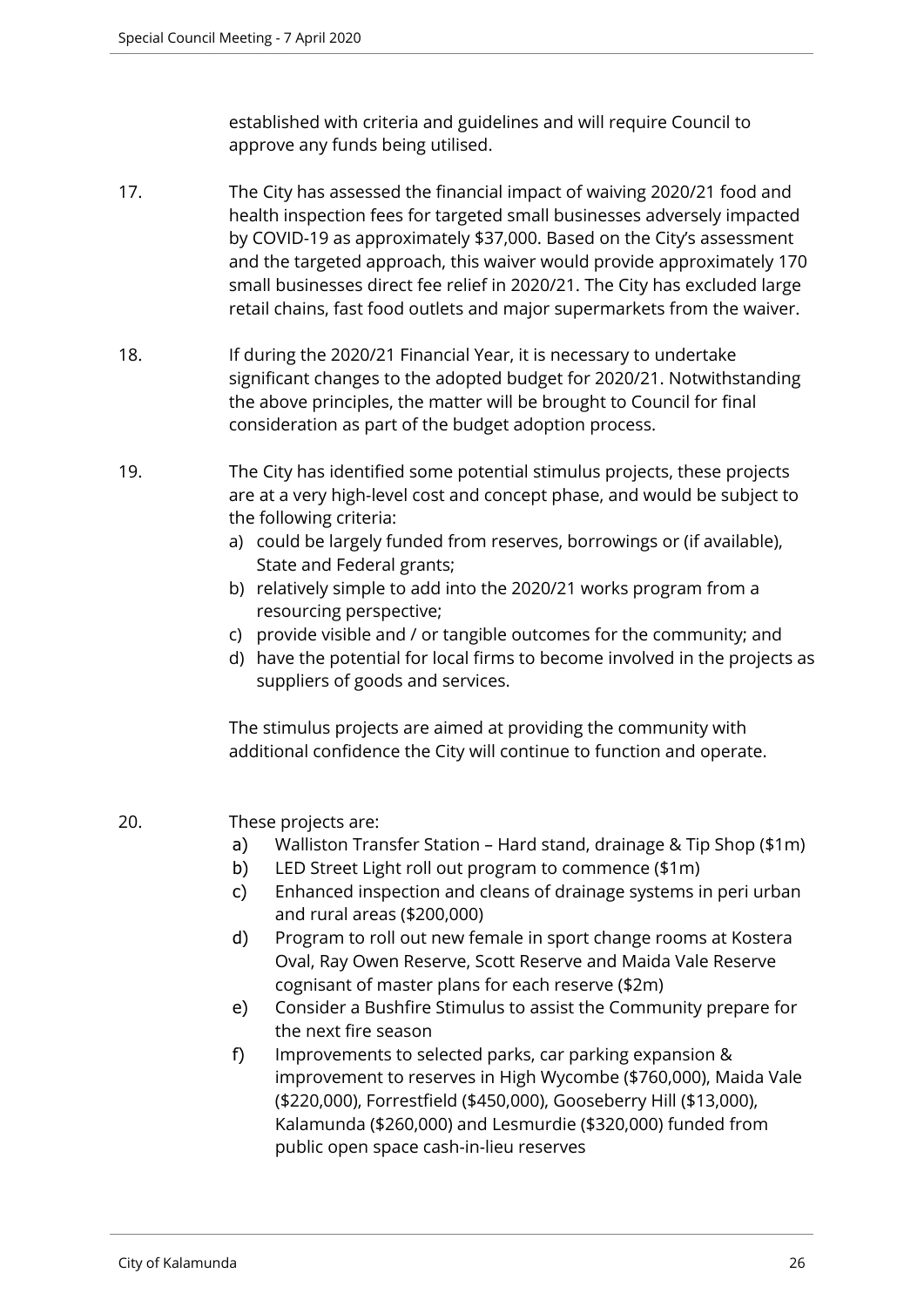established with criteria and guidelines and will require Council to approve any funds being utilised.

17. The City has assessed the financial impact of waiving 2020/21 food and health inspection fees for targeted small businesses adversely impacted by COVID-19 as approximately $37,000. Based on the City's assessment and the targeted approach, this waiver would provide approximately 170 small businesses direct fee relief in 2020/21. The City has excluded large retail chains, fast food outlets and major supermarkets from the waiver.

18. If during the 2020/21 Financial Year, it is necessary to undertake significant changes to the adopted budget for 2020/21. Notwithstanding the above principles, the matter will be brought to Council for final consideration as part of the budget adoption process.

19. The City has identified some potential stimulus projects, these projects are at a very high-level cost and concept phase, and would be subject to the following criteria:
    a) could be largely funded from reserves, borrowings or (if available), State and Federal grants;
    b) relatively simple to add into the 2020/21 works program from a resourcing perspective;
    c) provide visible and / or tangible outcomes for the community; and
    d) have the potential for local firms to become involved in the projects as suppliers of goods and services.

    The stimulus projects are aimed at providing the community with additional confidence the City will continue to function and operate.

20. These projects are:
    a) Walliston Transfer Station – Hard stand, drainage & Tip Shop ($1m)
    b) LED Street Light roll out program to commence ($1m)
    c) Enhanced inspection and cleans of drainage systems in peri urban and rural areas ($200,000)
    d) Program to roll out new female in sport change rooms at Kostera Oval, Ray Owen Reserve, Scott Reserve and Maida Vale Reserve cognisant of master plans for each reserve ($2m)
    e) Consider a Bushfire Stimulus to assist the Community prepare for the next fire season
    f) Improvements to selected parks, car parking expansion & improvement to reserves in High Wycombe ($760,000), Maida Vale ($220,000), Forrestfield ($450,000), Gooseberry Hill ($13,000), Kalamunda ($260,000) and Lesmurdie ($320,000) funded from public open space cash-in-lieu reserves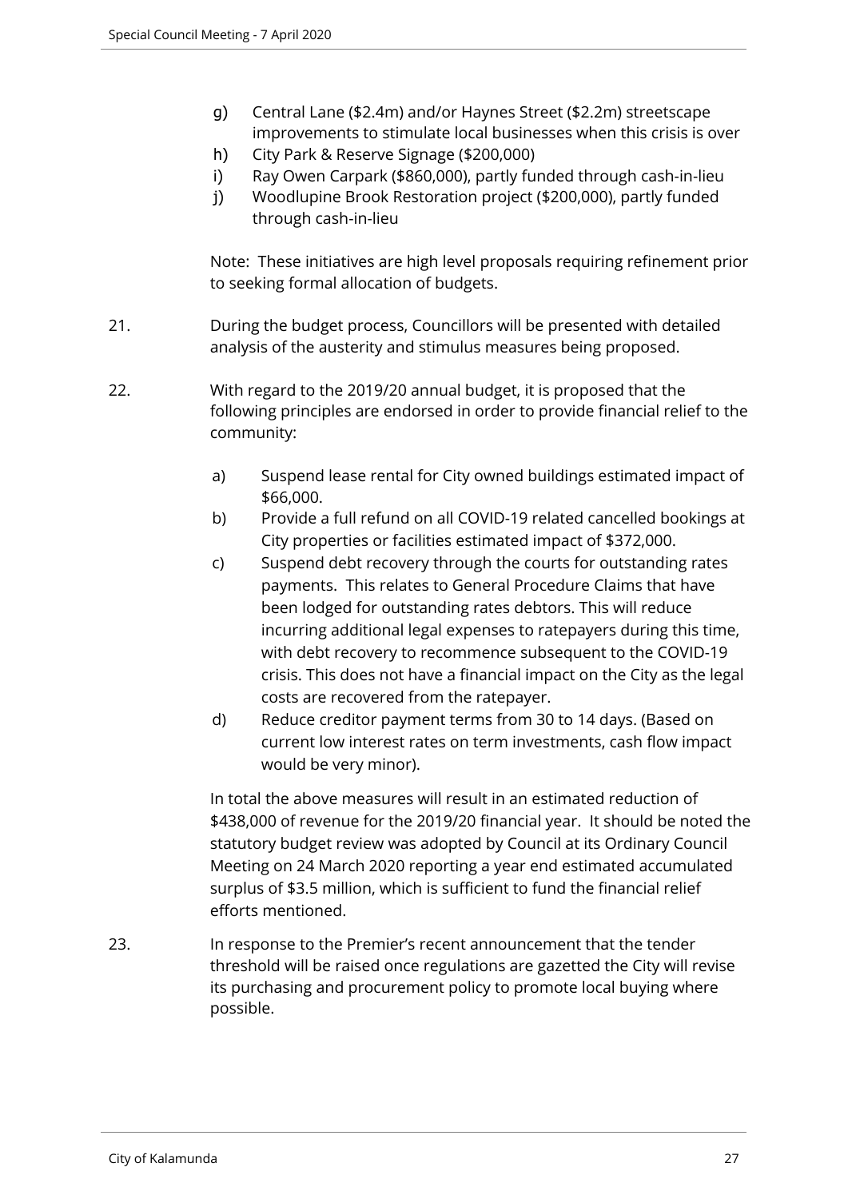g) Central Lane ($2.4m) and/or Haynes Street ($2.2m) streetscape improvements to stimulate local businesses when this crisis is over
h) City Park & Reserve Signage ($200,000)
i) Ray Owen Carpark ($860,000), partly funded through cash-in-lieu
j) Woodlupine Brook Restoration project ($200,000), partly funded through cash-in-lieu

Note: These initiatives are high level proposals requiring refinement prior to seeking formal allocation of budgets.

21. During the budget process, Councillors will be presented with detailed analysis of the austerity and stimulus measures being proposed.

22. With regard to the 2019/20 annual budget, it is proposed that the following principles are endorsed in order to provide financial relief to the community:

    a) Suspend lease rental for City owned buildings estimated impact of $66,000.
    b) Provide a full refund on all COVID-19 related cancelled bookings at City properties or facilities estimated impact of $372,000.
    c) Suspend debt recovery through the courts for outstanding rates payments. This relates to General Procedure Claims that have been lodged for outstanding rates debtors. This will reduce incurring additional legal expenses to ratepayers during this time, with debt recovery to recommence subsequent to the COVID-19 crisis. This does not have a financial impact on the City as the legal costs are recovered from the ratepayer.
    d) Reduce creditor payment terms from 30 to 14 days. (Based on current low interest rates on term investments, cash flow impact would be very minor).

    In total the above measures will result in an estimated reduction of $438,000 of revenue for the 2019/20 financial year. It should be noted the statutory budget review was adopted by Council at its Ordinary Council Meeting on 24 March 2020 reporting a year end estimated accumulated surplus of $3.5 million, which is sufficient to fund the financial relief efforts mentioned.

23. In response to the Premier's recent announcement that the tender threshold will be raised once regulations are gazetted the City will revise its purchasing and procurement policy to promote local buying where possible.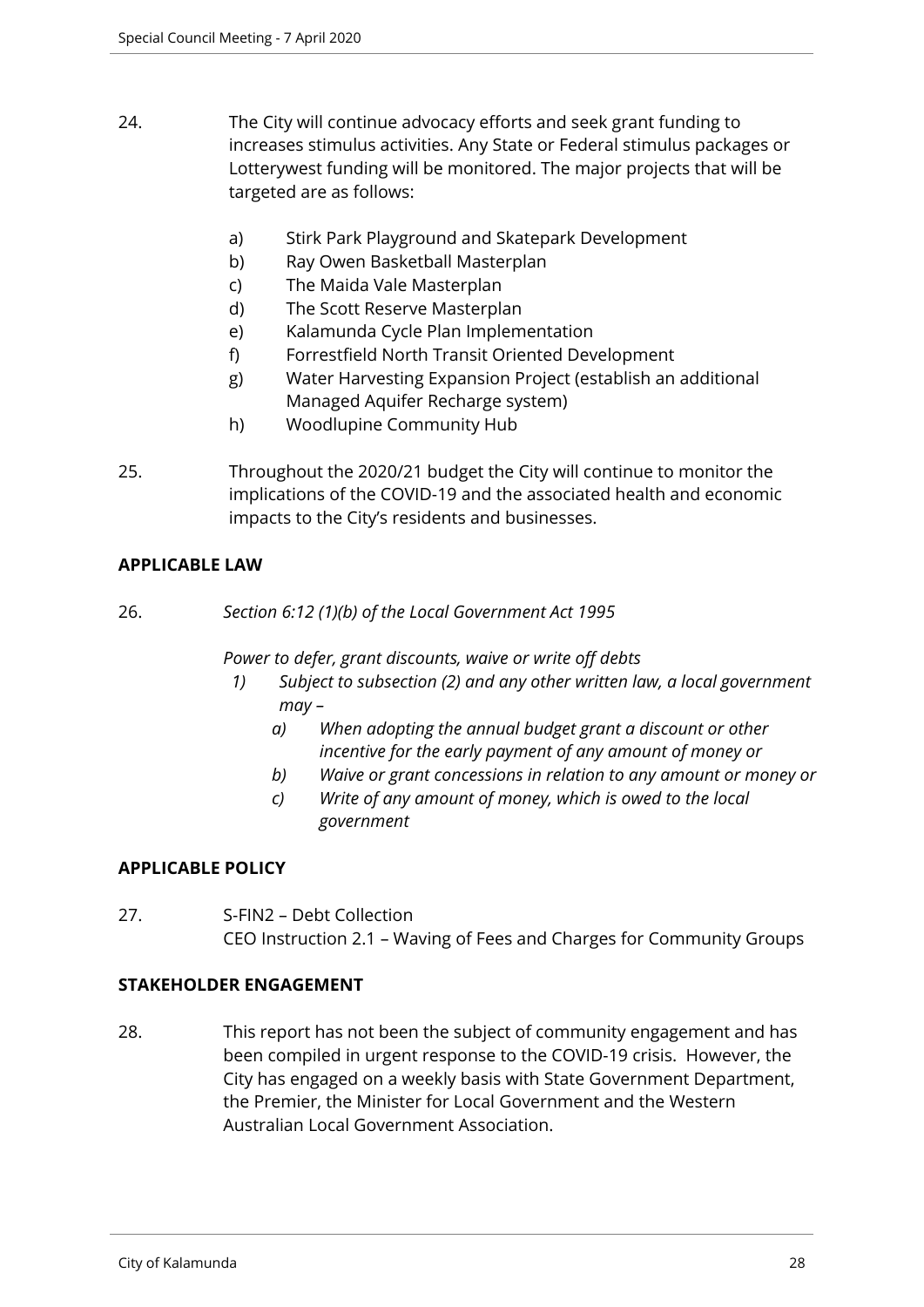24. The City will continue advocacy efforts and seek grant funding to increases stimulus activities. Any State or Federal stimulus packages or Lotterywest funding will be monitored. The major projects that will be targeted are as follows:

    a) Stirk Park Playground and Skatepark Development
    b) Ray Owen Basketball Masterplan
    c) The Maida Vale Masterplan
    d) The Scott Reserve Masterplan
    e) Kalamunda Cycle Plan Implementation
    f) Forrestfield North Transit Oriented Development
    g) Water Harvesting Expansion Project (establish an additional Managed Aquifer Recharge system)
    h) Woodlupine Community Hub

25. Throughout the 2020/21 budget the City will continue to monitor the implications of the COVID-19 and the associated health and economic impacts to the City's residents and businesses.

## APPLICABLE LAW

26. *Section 6:12 (1)(b) of the Local Government Act 1995*

    *Power to defer, grant discounts, waive or write off debts*

    *1) Subject to subsection (2) and any other written law, a local government may –*
    
    *a) When adopting the annual budget grant a discount or other incentive for the early payment of any amount of money or*
    
    *b) Waive or grant concessions in relation to any amount or money or*
    
    *c) Write of any amount of money, which is owed to the local government*

## APPLICABLE POLICY

27. S-FIN2 – Debt Collection
    CEO Instruction 2.1 – Waving of Fees and Charges for Community Groups

## STAKEHOLDER ENGAGEMENT

28. This report has not been the subject of community engagement and has been compiled in urgent response to the COVID-19 crisis. However, the City has engaged on a weekly basis with State Government Department, the Premier, the Minister for Local Government and the Western Australian Local Government Association.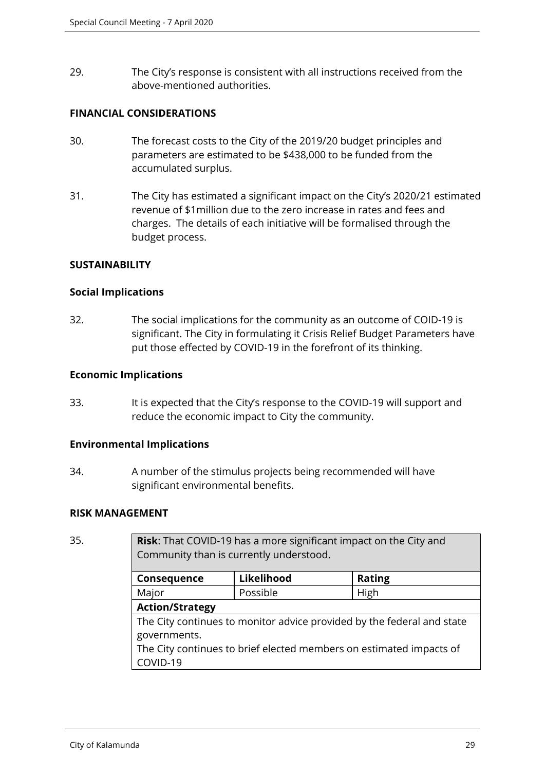29. The City's response is consistent with all instructions received from the above-mentioned authorities.

**FINANCIAL CONSIDERATIONS**

30. The forecast costs to the City of the 2019/20 budget principles and parameters are estimated to be $438,000 to be funded from the accumulated surplus.

31. The City has estimated a significant impact on the City's 2020/21 estimated revenue of $1million due to the zero increase in rates and fees and charges. The details of each initiative will be formalised through the budget process.

**SUSTAINABILITY**

**Social Implications**

32. The social implications for the community as an outcome of COID-19 is significant. The City in formulating it Crisis Relief Budget Parameters have put those effected by COVID-19 in the forefront of its thinking.

**Economic Implications**

33. It is expected that the City's response to the COVID-19 will support and reduce the economic impact to City the community.

**Environmental Implications**

34. A number of the stimulus projects being recommended will have significant environmental benefits.

**RISK MANAGEMENT**

35.

| **Risk**: That COVID-19 has a more significant impact on the City and Community than is currently understood. | | |
|---|---|---|
| **Consequence** | **Likelihood** | **Rating** |
| Major | Possible | High |
| **Action/Strategy** | | |
| The City continues to monitor advice provided by the federal and state governments. The City continues to brief elected members on estimated impacts of COVID-19 | | |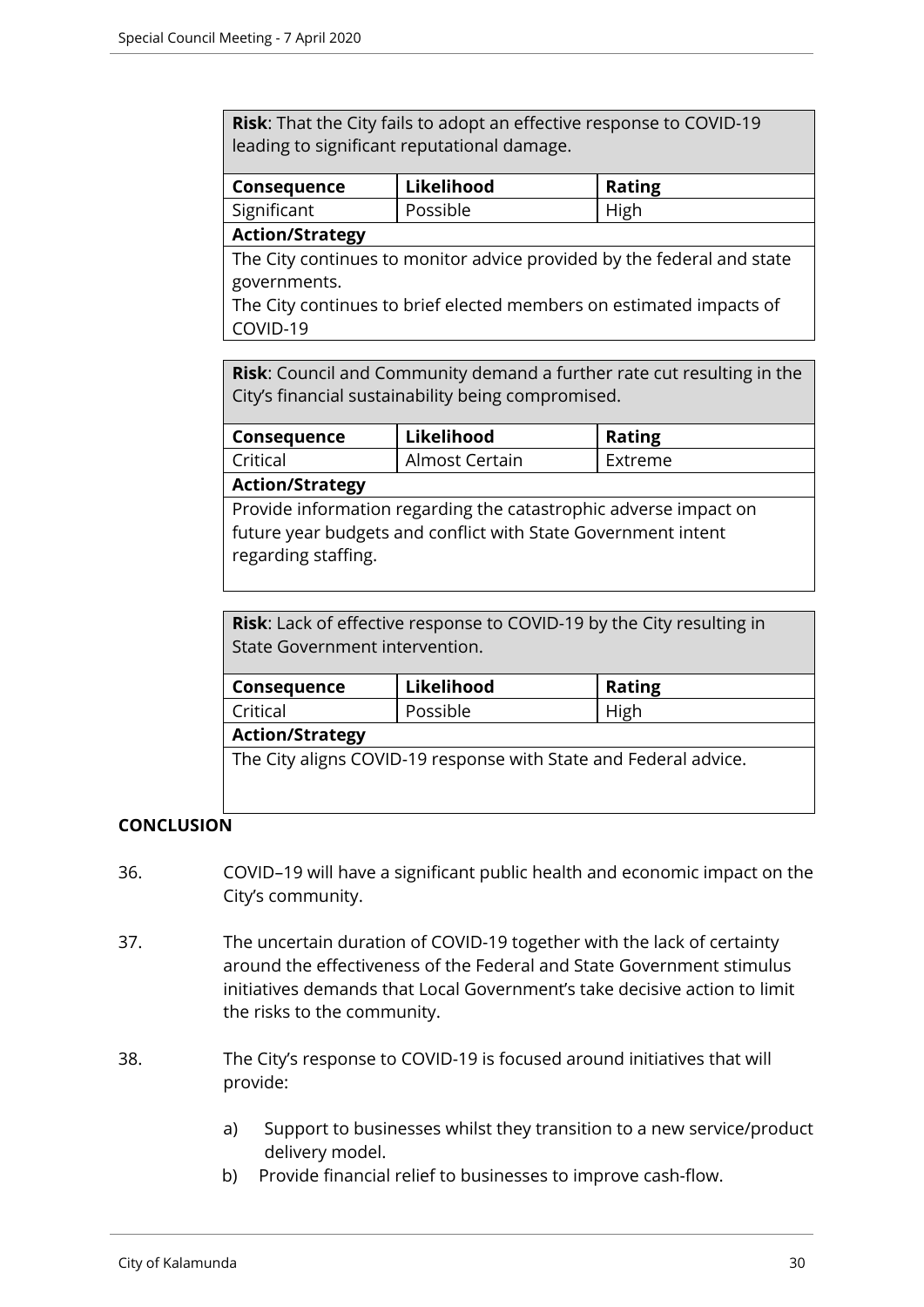| **Risk**: That the City fails to adopt an effective response to COVID-19 leading to significant reputational damage. | | |
|---|---|---|
| **Consequence** | **Likelihood** | **Rating** |
| Significant | Possible | High |
| **Action/Strategy** | | |
| The City continues to monitor advice provided by the federal and state governments. The City continues to brief elected members on estimated impacts of COVID-19 | | |

| **Risk**: Council and Community demand a further rate cut resulting in the City's financial sustainability being compromised. | | |
|---|---|---|
| **Consequence** | **Likelihood** | **Rating** |
| Critical | Almost Certain | Extreme |
| **Action/Strategy** | | |
| Provide information regarding the catastrophic adverse impact on future year budgets and conflict with State Government intent regarding staffing. | | |

| **Risk**: Lack of effective response to COVID-19 by the City resulting in State Government intervention. | | |
|---|---|---|
| **Consequence** | **Likelihood** | **Rating** |
| Critical | Possible | High |
| **Action/Strategy** | | |
| The City aligns COVID-19 response with State and Federal advice. | | |

**CONCLUSION**

36. COVID–19 will have a significant public health and economic impact on the City's community.

37. The uncertain duration of COVID-19 together with the lack of certainty around the effectiveness of the Federal and State Government stimulus initiatives demands that Local Government's take decisive action to limit the risks to the community.

38. The City's response to COVID-19 is focused around initiatives that will provide:

    a) Support to businesses whilst they transition to a new service/product delivery model.
    b) Provide financial relief to businesses to improve cash-flow.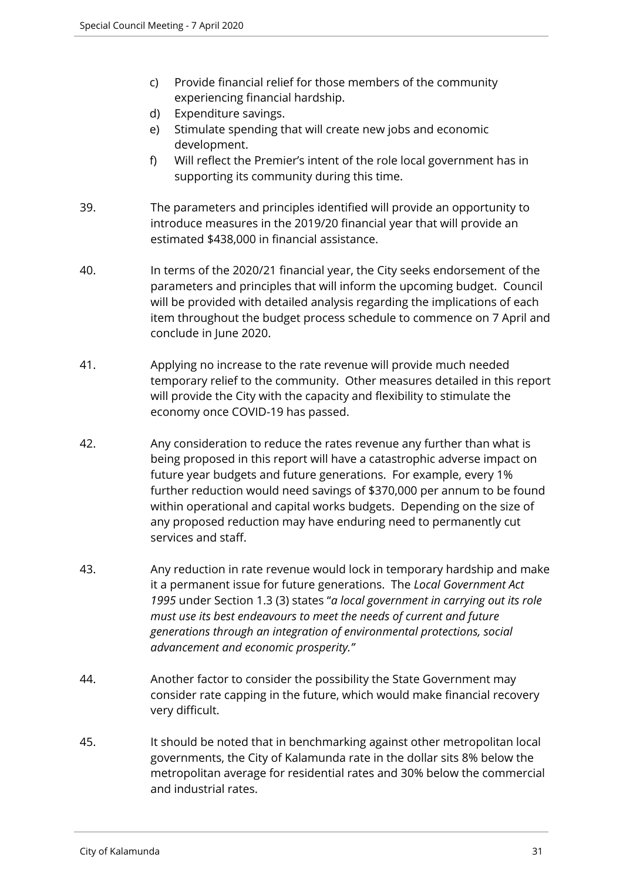c) Provide financial relief for those members of the community experiencing financial hardship.
d) Expenditure savings.
e) Stimulate spending that will create new jobs and economic development.
f) Will reflect the Premier's intent of the role local government has in supporting its community during this time.

39. The parameters and principles identified will provide an opportunity to introduce measures in the 2019/20 financial year that will provide an estimated $438,000 in financial assistance.

40. In terms of the 2020/21 financial year, the City seeks endorsement of the parameters and principles that will inform the upcoming budget. Council will be provided with detailed analysis regarding the implications of each item throughout the budget process schedule to commence on 7 April and conclude in June 2020.

41. Applying no increase to the rate revenue will provide much needed temporary relief to the community. Other measures detailed in this report will provide the City with the capacity and flexibility to stimulate the economy once COVID-19 has passed.

42. Any consideration to reduce the rates revenue any further than what is being proposed in this report will have a catastrophic adverse impact on future year budgets and future generations. For example, every 1% further reduction would need savings of $370,000 per annum to be found within operational and capital works budgets. Depending on the size of any proposed reduction may have enduring need to permanently cut services and staff.

43. Any reduction in rate revenue would lock in temporary hardship and make it a permanent issue for future generations. The *Local Government Act 1995* under Section 1.3 (3) states "*a local government in carrying out its role must use its best endeavours to meet the needs of current and future generations through an integration of environmental protections, social advancement and economic prosperity.*"

44. Another factor to consider the possibility the State Government may consider rate capping in the future, which would make financial recovery very difficult.

45. It should be noted that in benchmarking against other metropolitan local governments, the City of Kalamunda rate in the dollar sits 8% below the metropolitan average for residential rates and 30% below the commercial and industrial rates.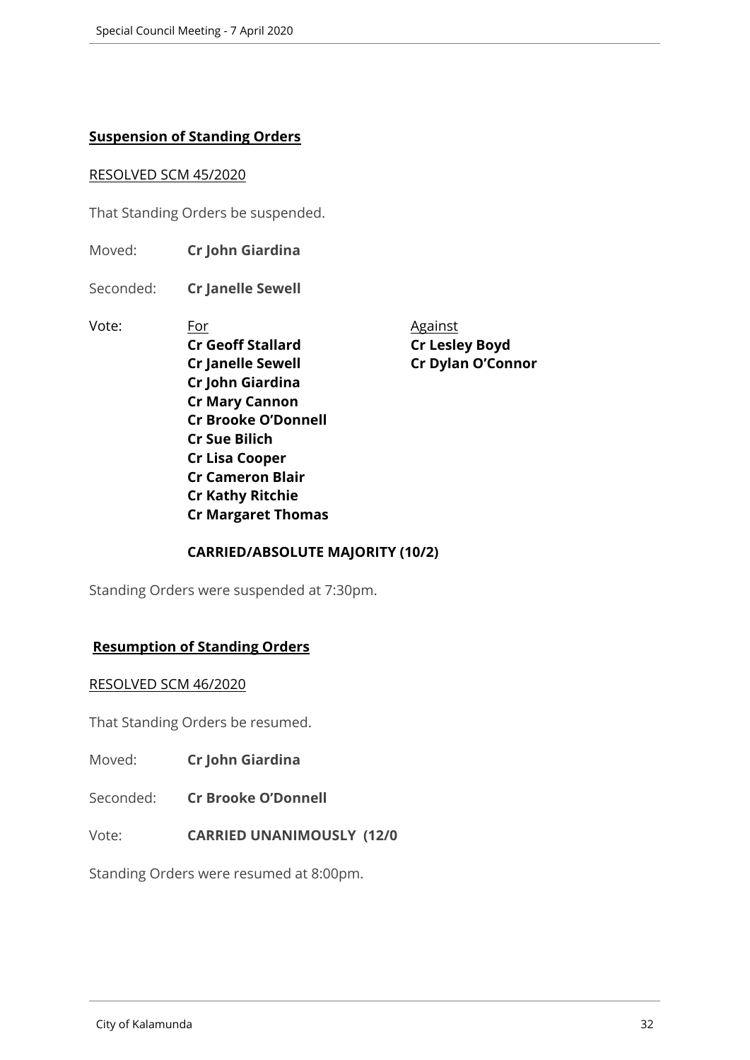**Suspension of Standing Orders**

RESOLVED SCM 45/2020

That Standing Orders be suspended.

Moved: **Cr John Giardina**

Seconded: **Cr Janelle Sewell**

| Vote: | For | Against |
|---|---|---|
| | **Cr Geoff Stallard** | **Cr Lesley Boyd** |
| | **Cr Janelle Sewell** | **Cr Dylan O'Connor** |
| | **Cr John Giardina** | |
| | **Cr Mary Cannon** | |
| | **Cr Brooke O'Donnell** | |
| | **Cr Sue Bilich** | |
| | **Cr Lisa Cooper** | |
| | **Cr Cameron Blair** | |
| | **Cr Kathy Ritchie** | |
| | **Cr Margaret Thomas** | |

**CARRIED/ABSOLUTE MAJORITY (10/2)**

Standing Orders were suspended at 7:30pm.

**Resumption of Standing Orders**

RESOLVED SCM 46/2020

That Standing Orders be resumed.

Moved: **Cr John Giardina**

Seconded: **Cr Brooke O'Donnell**

Vote: **CARRIED UNANIMOUSLY (12/0**

Standing Orders were resumed at 8:00pm.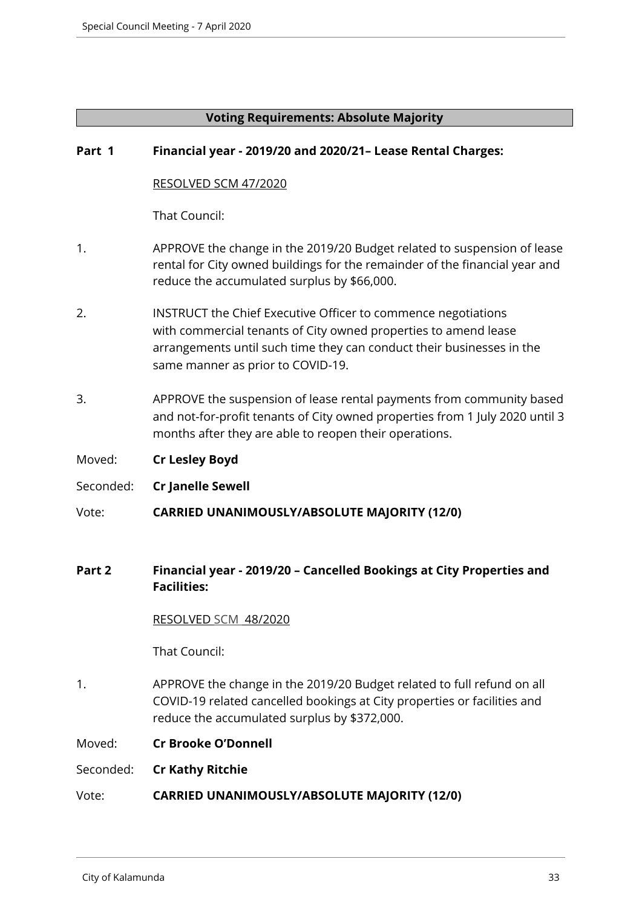**Voting Requirements: Absolute Majority**

**Part 1 Financial year - 2019/20 and 2020/21– Lease Rental Charges:**

RESOLVED SCM 47/2020

That Council:

1. APPROVE the change in the 2019/20 Budget related to suspension of lease rental for City owned buildings for the remainder of the financial year and reduce the accumulated surplus by $66,000.

2. INSTRUCT the Chief Executive Officer to commence negotiations with commercial tenants of City owned properties to amend lease arrangements until such time they can conduct their businesses in the same manner as prior to COVID-19.

3. APPROVE the suspension of lease rental payments from community based and not-for-profit tenants of City owned properties from 1 July 2020 until 3 months after they are able to reopen their operations.

Moved: **Cr Lesley Boyd**

Seconded: **Cr Janelle Sewell**

Vote: **CARRIED UNANIMOUSLY/ABSOLUTE MAJORITY (12/0)**

**Part 2 Financial year - 2019/20 – Cancelled Bookings at City Properties and Facilities:**

RESOLVED SCM 48/2020

That Council:

1. APPROVE the change in the 2019/20 Budget related to full refund on all COVID-19 related cancelled bookings at City properties or facilities and reduce the accumulated surplus by $372,000.

Moved: **Cr Brooke O'Donnell**

Seconded: **Cr Kathy Ritchie**

Vote: **CARRIED UNANIMOUSLY/ABSOLUTE MAJORITY (12/0)**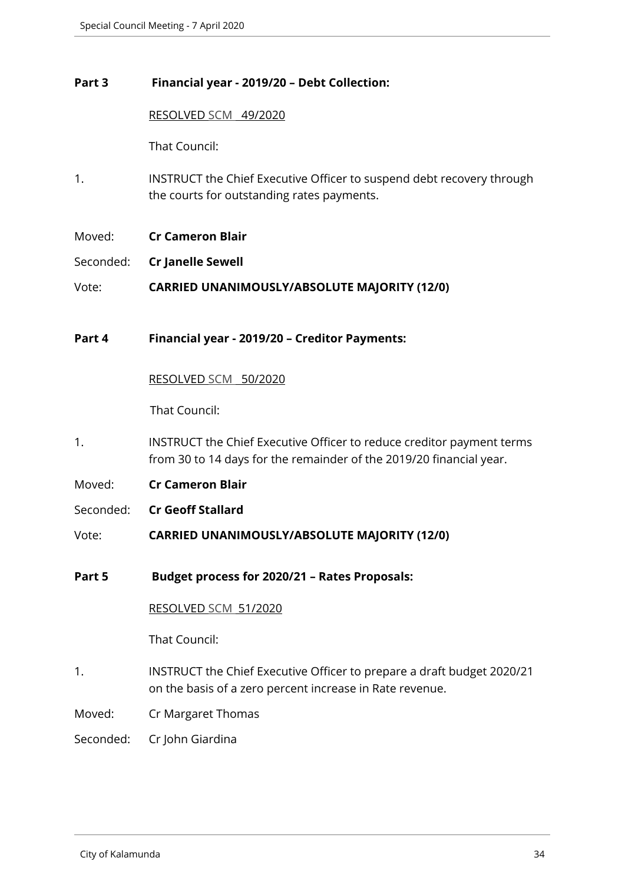**Part 3 Financial year - 2019/20 – Debt Collection:**

RESOLVED SCM 49/2020

That Council:

1. INSTRUCT the Chief Executive Officer to suspend debt recovery through the courts for outstanding rates payments.

Moved: **Cr Cameron Blair**

Seconded: **Cr Janelle Sewell**

Vote: **CARRIED UNANIMOUSLY/ABSOLUTE MAJORITY (12/0)**

**Part 4 Financial year - 2019/20 – Creditor Payments:**

RESOLVED SCM 50/2020

That Council:

1. INSTRUCT the Chief Executive Officer to reduce creditor payment terms from 30 to 14 days for the remainder of the 2019/20 financial year.

Moved: **Cr Cameron Blair**

Seconded: **Cr Geoff Stallard**

Vote: **CARRIED UNANIMOUSLY/ABSOLUTE MAJORITY (12/0)**

**Part 5 Budget process for 2020/21 – Rates Proposals:**

RESOLVED SCM 51/2020

That Council:

1. INSTRUCT the Chief Executive Officer to prepare a draft budget 2020/21 on the basis of a zero percent increase in Rate revenue.

Moved: Cr Margaret Thomas

Seconded: Cr John Giardina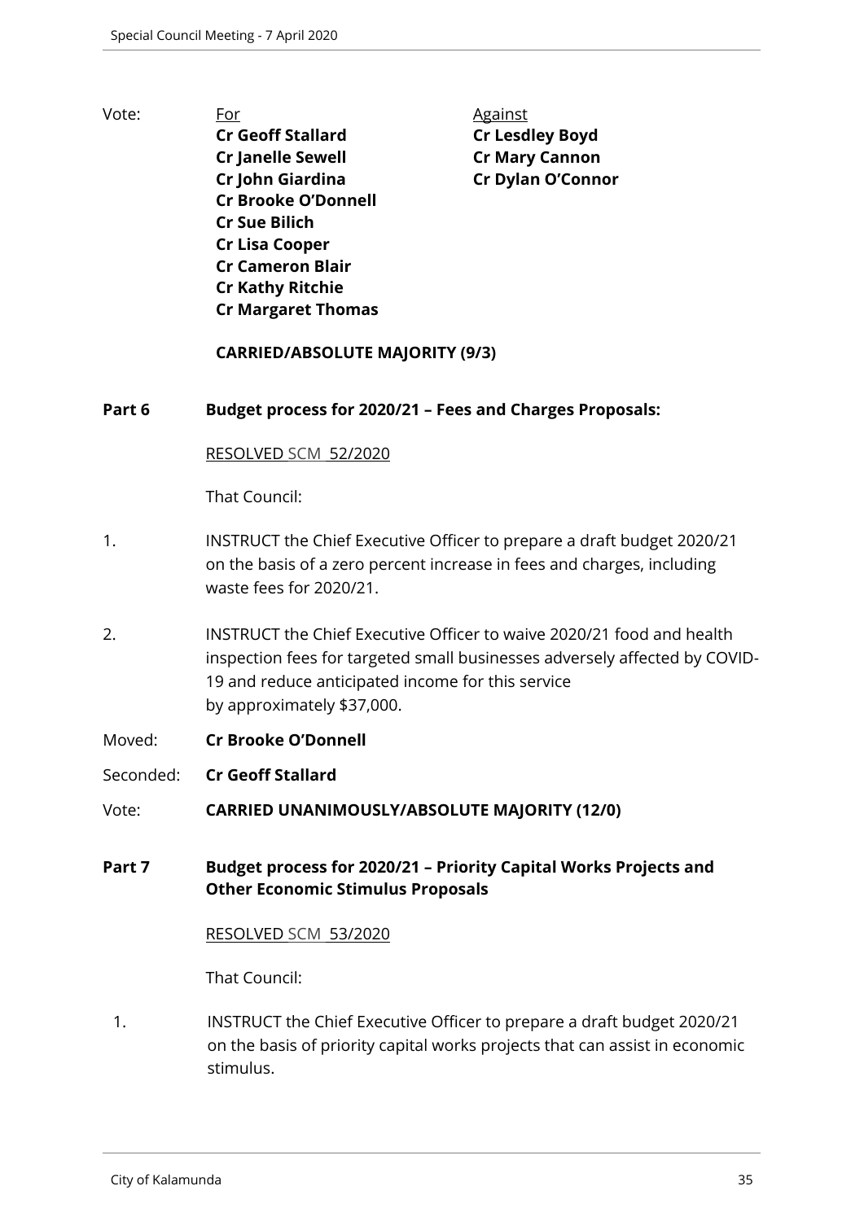Vote:

| For | Against |
| --- | --- |
| **Cr Geoff Stallard** | **Cr Lesdley Boyd** |
| **Cr Janelle Sewell** | **Cr Mary Cannon** |
| **Cr John Giardina** | **Cr Dylan O'Connor** |
| **Cr Brooke O'Donnell** | |
| **Cr Sue Bilich** | |
| **Cr Lisa Cooper** | |
| **Cr Cameron Blair** | |
| **Cr Kathy Ritchie** | |
| **Cr Margaret Thomas** | |

**CARRIED/ABSOLUTE MAJORITY (9/3)**

**Part 6 Budget process for 2020/21 – Fees and Charges Proposals:**

RESOLVED SCM 52/2020

That Council:

1. INSTRUCT the Chief Executive Officer to prepare a draft budget 2020/21 on the basis of a zero percent increase in fees and charges, including waste fees for 2020/21.

2. INSTRUCT the Chief Executive Officer to waive 2020/21 food and health inspection fees for targeted small businesses adversely affected by COVID-19 and reduce anticipated income for this service by approximately $37,000.

Moved: **Cr Brooke O'Donnell**

Seconded: **Cr Geoff Stallard**

Vote: **CARRIED UNANIMOUSLY/ABSOLUTE MAJORITY (12/0)**

**Part 7 Budget process for 2020/21 – Priority Capital Works Projects and Other Economic Stimulus Proposals**

RESOLVED SCM 53/2020

That Council:

1. INSTRUCT the Chief Executive Officer to prepare a draft budget 2020/21 on the basis of priority capital works projects that can assist in economic stimulus.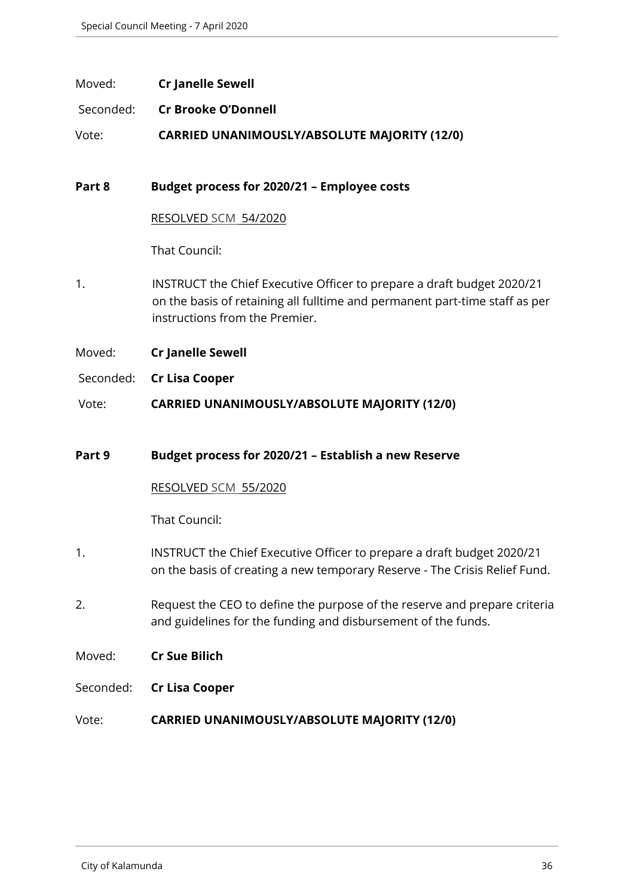Moved: **Cr Janelle Sewell**

Seconded: **Cr Brooke O'Donnell**

Vote: **CARRIED UNANIMOUSLY/ABSOLUTE MAJORITY (12/0)**

**Part 8 Budget process for 2020/21 – Employee costs**

RESOLVED SCM 54/2020

That Council:

1. INSTRUCT the Chief Executive Officer to prepare a draft budget 2020/21 on the basis of retaining all fulltime and permanent part-time staff as per instructions from the Premier.

Moved: **Cr Janelle Sewell**

Seconded: **Cr Lisa Cooper**

Vote: **CARRIED UNANIMOUSLY/ABSOLUTE MAJORITY (12/0)**

**Part 9 Budget process for 2020/21 – Establish a new Reserve**

RESOLVED SCM 55/2020

That Council:

1. INSTRUCT the Chief Executive Officer to prepare a draft budget 2020/21 on the basis of creating a new temporary Reserve - The Crisis Relief Fund.

2. Request the CEO to define the purpose of the reserve and prepare criteria and guidelines for the funding and disbursement of the funds.

Moved: **Cr Sue Bilich**

Seconded: **Cr Lisa Cooper**

Vote: **CARRIED UNANIMOUSLY/ABSOLUTE MAJORITY (12/0)**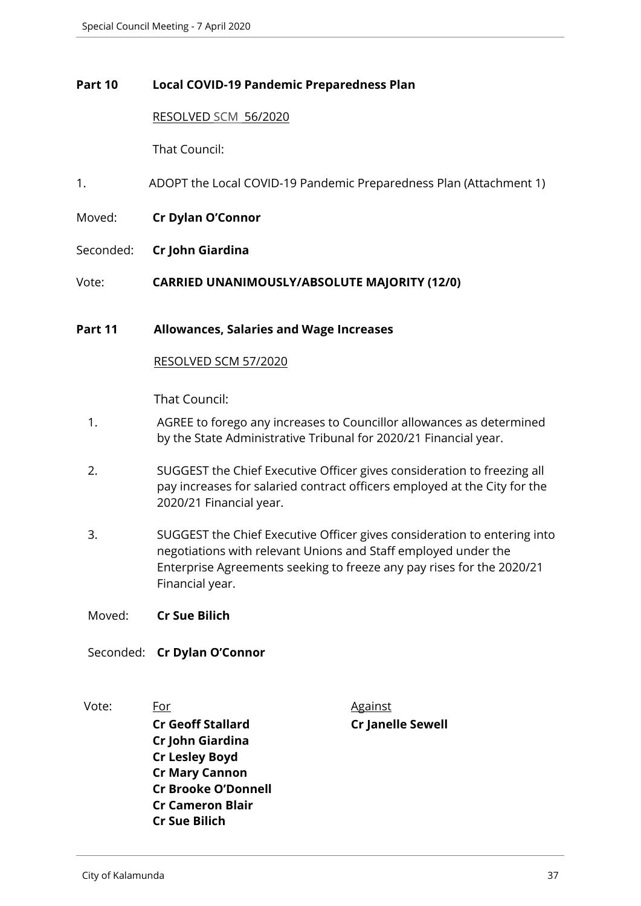**Part 10 Local COVID-19 Pandemic Preparedness Plan**

RESOLVED SCM 56/2020

That Council:

1. ADOPT the Local COVID-19 Pandemic Preparedness Plan (Attachment 1)

Moved: **Cr Dylan O'Connor**

Seconded: **Cr John Giardina**

Vote: **CARRIED UNANIMOUSLY/ABSOLUTE MAJORITY (12/0)**

**Part 11 Allowances, Salaries and Wage Increases**

RESOLVED SCM 57/2020

That Council:

1. AGREE to forego any increases to Councillor allowances as determined by the State Administrative Tribunal for 2020/21 Financial year.
2. SUGGEST the Chief Executive Officer gives consideration to freezing all pay increases for salaried contract officers employed at the City for the 2020/21 Financial year.
3. SUGGEST the Chief Executive Officer gives consideration to entering into negotiations with relevant Unions and Staff employed under the Enterprise Agreements seeking to freeze any pay rises for the 2020/21 Financial year.

Moved: **Cr Sue Bilich**

Seconded: **Cr Dylan O'Connor**

Vote:

| For | Against |
|---|---|
| **Cr Geoff Stallard** | **Cr Janelle Sewell** |
| **Cr John Giardina** | |
| **Cr Lesley Boyd** | |
| **Cr Mary Cannon** | |
| **Cr Brooke O'Donnell** | |
| **Cr Cameron Blair** | |
| **Cr Sue Bilich** | |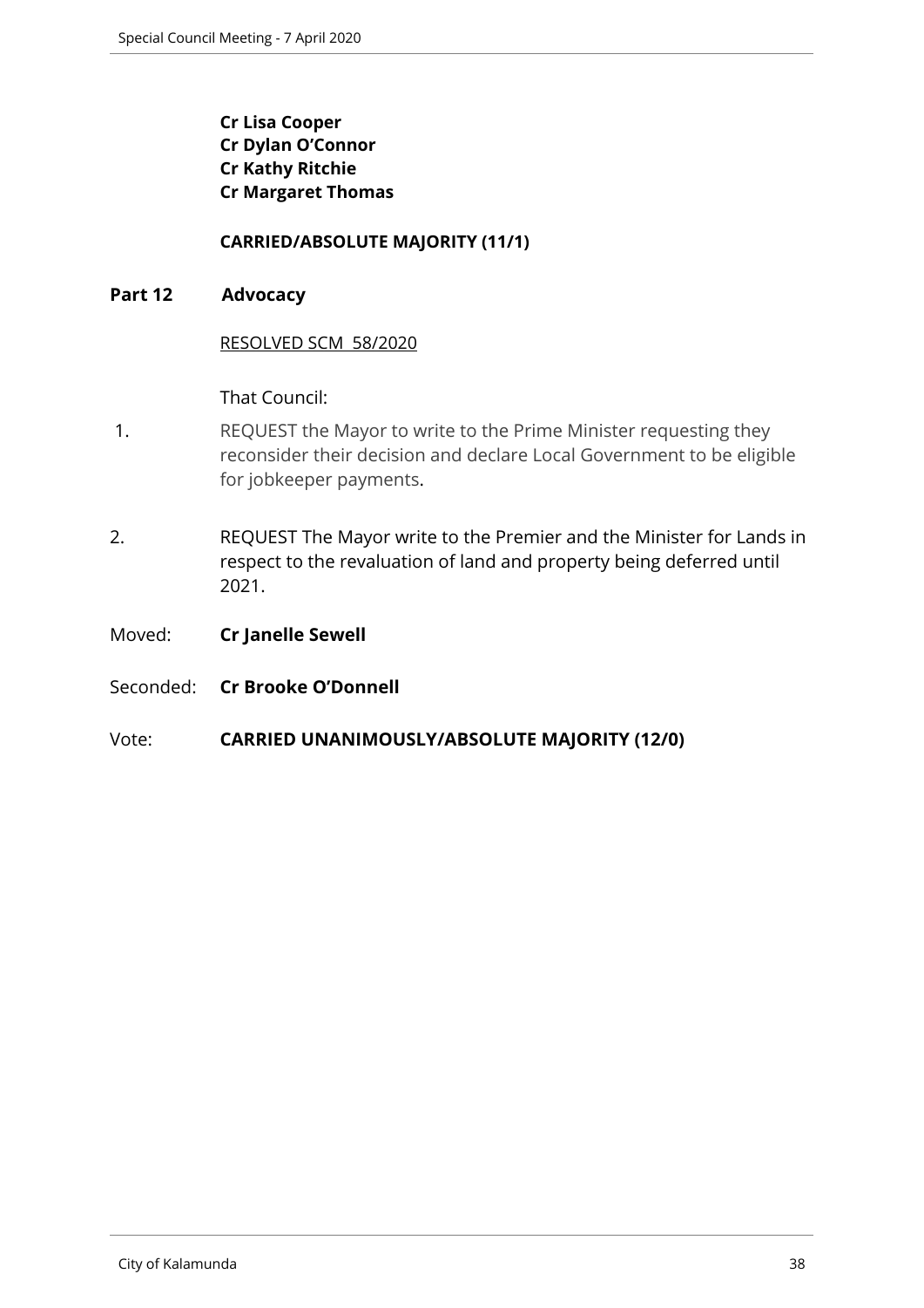**Cr Lisa Cooper**
**Cr Dylan O'Connor**
**Cr Kathy Ritchie**
**Cr Margaret Thomas**

**CARRIED/ABSOLUTE MAJORITY (11/1)**

**Part 12 Advocacy**

RESOLVED SCM 58/2020

That Council:

1. REQUEST the Mayor to write to the Prime Minister requesting they reconsider their decision and declare Local Government to be eligible for jobkeeper payments.

2. REQUEST The Mayor write to the Premier and the Minister for Lands in respect to the revaluation of land and property being deferred until 2021.

Moved: **Cr Janelle Sewell**

Seconded: **Cr Brooke O'Donnell**

Vote: **CARRIED UNANIMOUSLY/ABSOLUTE MAJORITY (12/0)**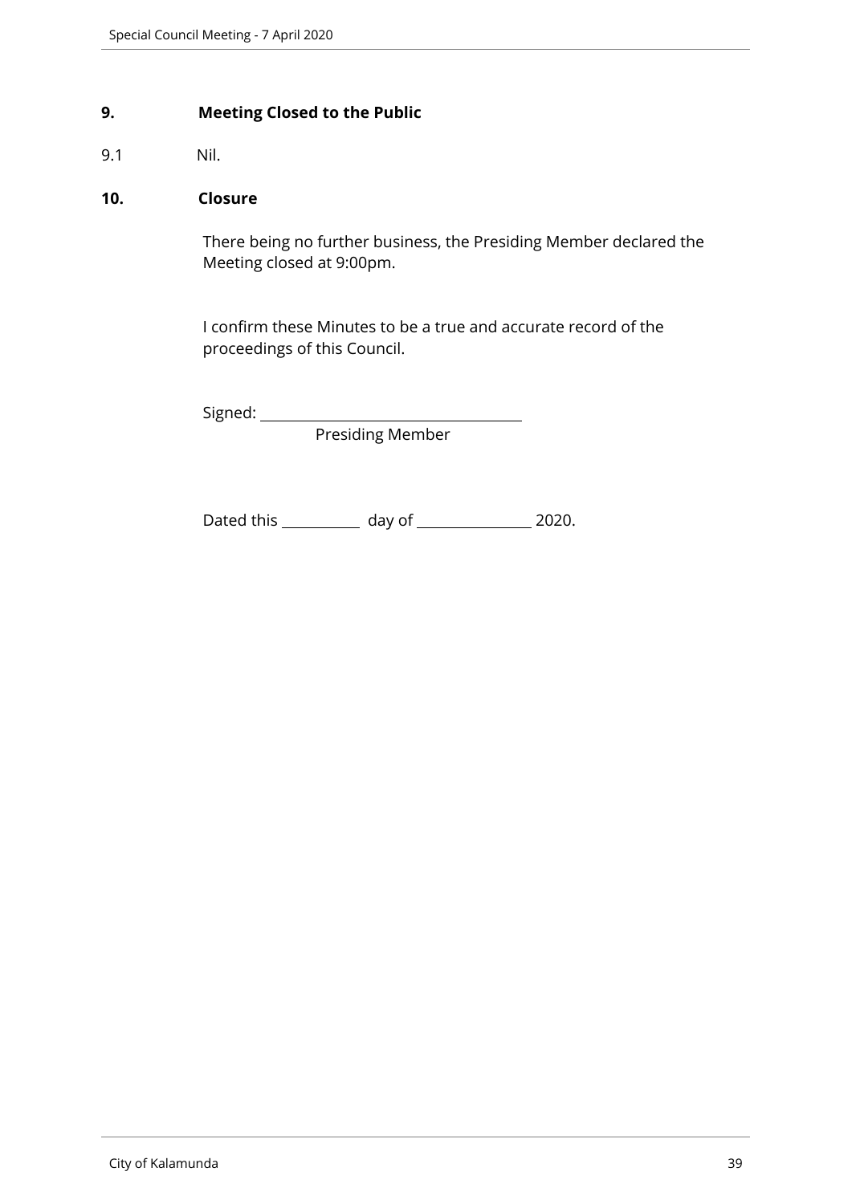## 9. Meeting Closed to the Public

9.1 Nil.

## 10. Closure

There being no further business, the Presiding Member declared the Meeting closed at 9:00pm.

I confirm these Minutes to be a true and accurate record of the proceedings of this Council.

Signed: ________________________________
Presiding Member

Dated this __________ day of ______________ 2020.